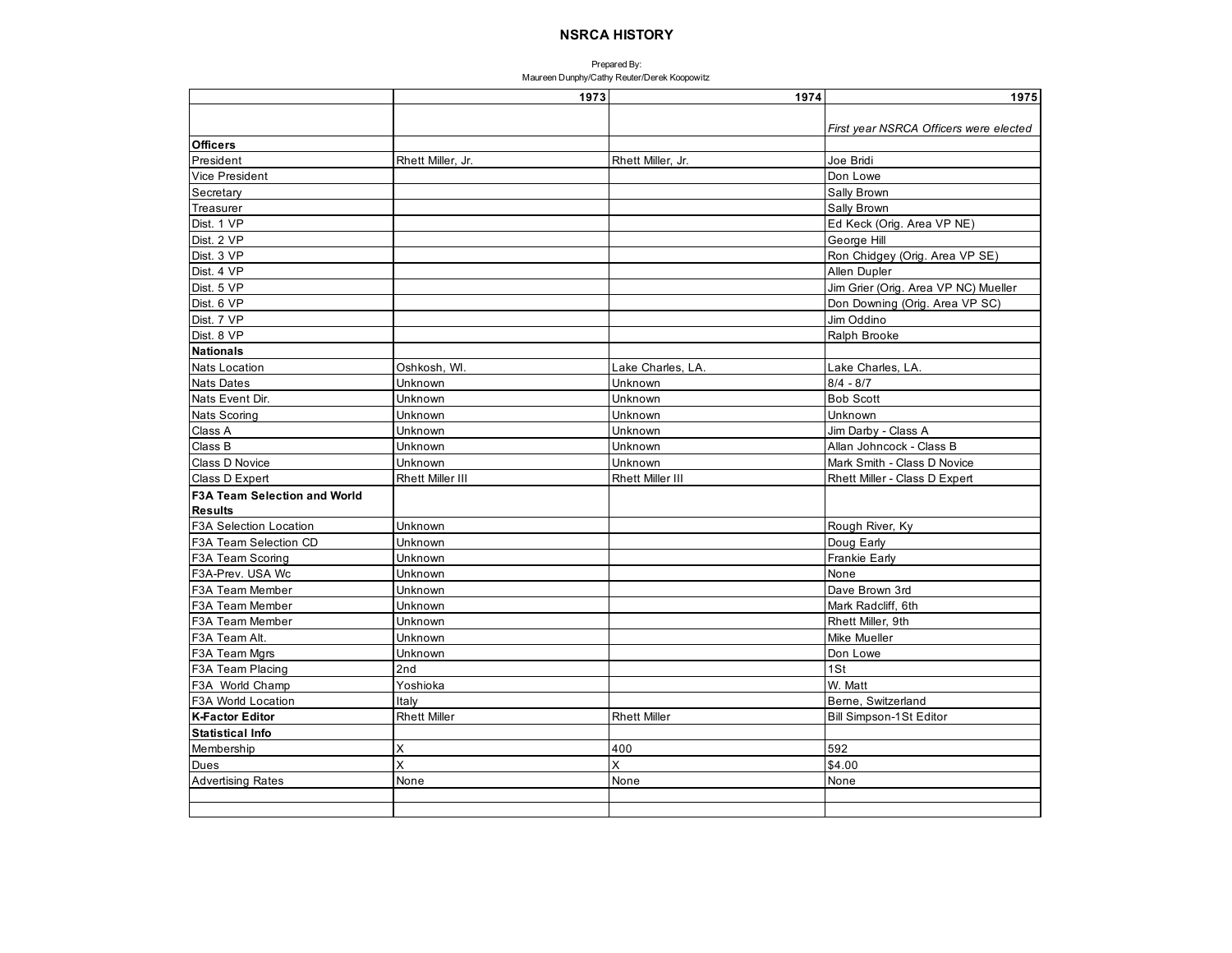# NSRCA HISTORY

Prepared By:
Maureen Dunphy/Cathy Reuter/Derek Koopowitz

| | 1973 | 1974 | 1975 |
|---|---|---|---|
| | | | *First year NSRCA Officers were elected* |
| **Officers** | | | |
| President | Rhett Miller, Jr. | Rhett Miller, Jr. | Joe Bridi |
| Vice President | | | Don Lowe |
| Secretary | | | Sally Brown |
| Treasurer | | | Sally Brown |
| Dist. 1 VP | | | Ed Keck (Orig. Area VP NE) |
| Dist. 2 VP | | | George Hill |
| Dist. 3 VP | | | Ron Chidgey (Orig. Area VP SE) |
| Dist. 4 VP | | | Allen Dupler |
| Dist. 5 VP | | | Jim Grier (Orig. Area VP NC) Mueller |
| Dist. 6 VP | | | Don Downing (Orig. Area VP SC) |
| Dist. 7 VP | | | Jim Oddino |
| Dist. 8 VP | | | Ralph Brooke |
| **Nationals** | | | |
| Nats Location | Oshkosh, WI. | Lake Charles, LA. | Lake Charles, LA. |
| Nats Dates | Unknown | Unknown | 8/4 - 8/7 |
| Nats Event Dir. | Unknown | Unknown | Bob Scott |
| Nats Scoring | Unknown | Unknown | Unknown |
| Class A | Unknown | Unknown | Jim Darby - Class A |
| Class B | Unknown | Unknown | Allan Johncock - Class B |
| Class D Novice | Unknown | Unknown | Mark Smith - Class D Novice |
| Class D Expert | Rhett Miller III | Rhett Miller III | Rhett Miller - Class D Expert |
| **F3A Team Selection and World Results** | | | |
| F3A Selection Location | Unknown | | Rough River, Ky |
| F3A Team Selection CD | Unknown | | Doug Early |
| F3A Team Scoring | Unknown | | Frankie Early |
| F3A-Prev. USA Wc | Unknown | | None |
| F3A Team Member | Unknown | | Dave Brown 3rd |
| F3A Team Member | Unknown | | Mark Radcliff, 6th |
| F3A Team Member | Unknown | | Rhett Miller, 9th |
| F3A Team Alt. | Unknown | | Mike Mueller |
| F3A Team Mgrs | Unknown | | Don Lowe |
| F3A Team Placing | 2nd | | 1St |
| F3A World Champ | Yoshioka | | W. Matt |
| F3A World Location | Italy | | Berne, Switzerland |
| **K-Factor Editor** | Rhett Miller | Rhett Miller | Bill Simpson-1St Editor |
| **Statistical Info** | | | |
| Membership | X | 400 | 592 |
| Dues | X | X | $4.00 |
| Advertising Rates | None | None | None |
| | | | |
| | | | |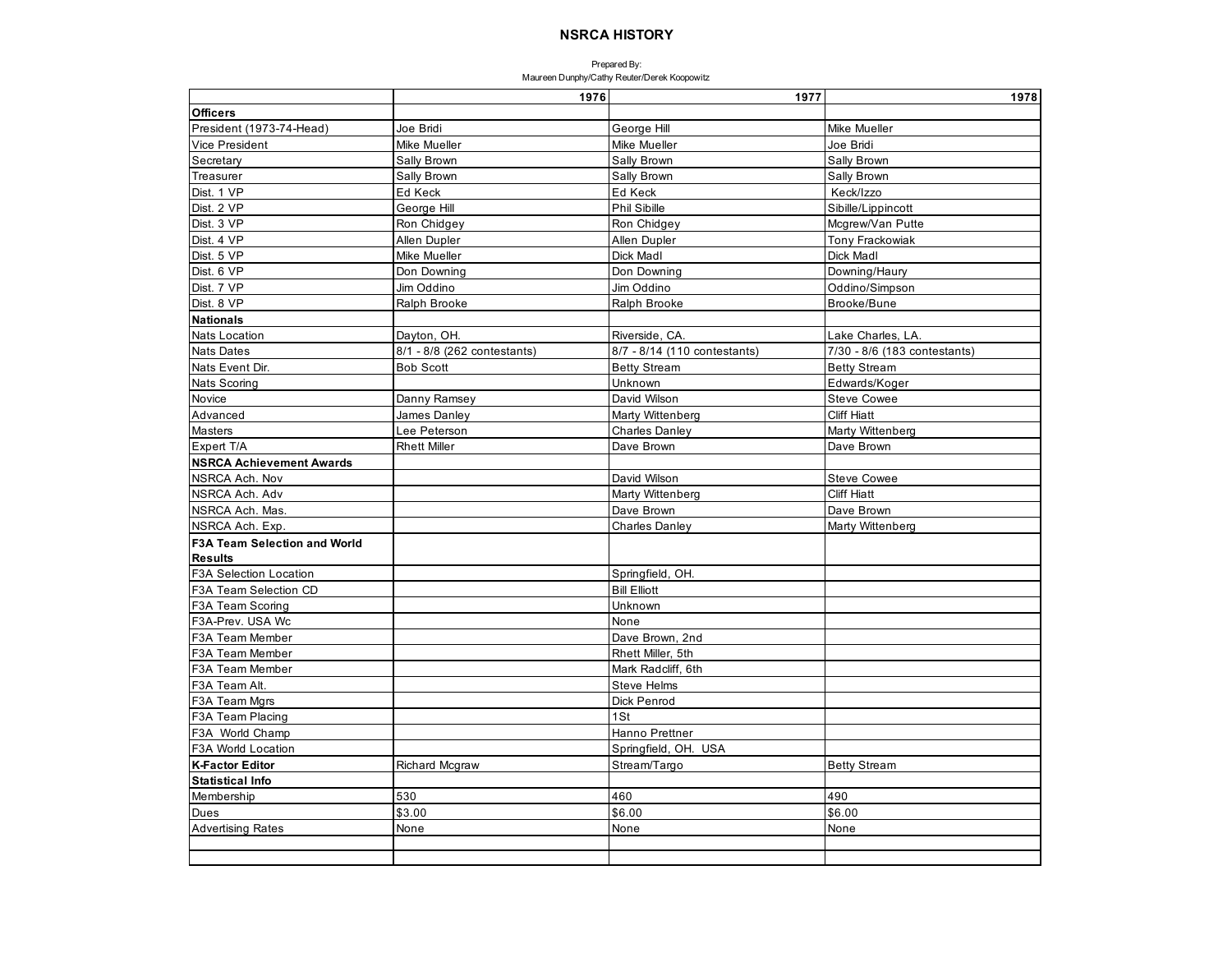# NSRCA HISTORY

Prepared By:
Maureen Dunphy/Cathy Reuter/Derek Koopowitz

| | 1976 | 1977 | 1978 |
|---|---|---|---|
| **Officers** | | | |
| President (1973-74-Head) | Joe Bridi | George Hill | Mike Mueller |
| Vice President | Mike Mueller | Mike Mueller | Joe Bridi |
| Secretary | Sally Brown | Sally Brown | Sally Brown |
| Treasurer | Sally Brown | Sally Brown | Sally Brown |
| Dist. 1 VP | Ed Keck | Ed Keck | Keck/Izzo |
| Dist. 2 VP | George Hill | Phil Sibille | Sibille/Lippincott |
| Dist. 3 VP | Ron Chidgey | Ron Chidgey | Mcgrew/Van Putte |
| Dist. 4 VP | Allen Dupler | Allen Dupler | Tony Frackowiak |
| Dist. 5 VP | Mike Mueller | Dick Madl | Dick Madl |
| Dist. 6 VP | Don Downing | Don Downing | Downing/Haury |
| Dist. 7 VP | Jim Oddino | Jim Oddino | Oddino/Simpson |
| Dist. 8 VP | Ralph Brooke | Ralph Brooke | Brooke/Bune |
| **Nationals** | | | |
| Nats Location | Dayton, OH. | Riverside, CA. | Lake Charles, LA. |
| Nats Dates | 8/1 - 8/8 (262 contestants) | 8/7 - 8/14 (110 contestants) | 7/30 - 8/6 (183 contestants) |
| Nats Event Dir. | Bob Scott | Betty Stream | Betty Stream |
| Nats Scoring | | Unknown | Edwards/Koger |
| Novice | Danny Ramsey | David Wilson | Steve Cowee |
| Advanced | James Danley | Marty Wittenberg | Cliff Hiatt |
| Masters | Lee Peterson | Charles Danley | Marty Wittenberg |
| Expert T/A | Rhett Miller | Dave Brown | Dave Brown |
| **NSRCA Achievement Awards** | | | |
| NSRCA Ach. Nov | | David Wilson | Steve Cowee |
| NSRCA Ach. Adv | | Marty Wittenberg | Cliff Hiatt |
| NSRCA Ach. Mas. | | Dave Brown | Dave Brown |
| NSRCA Ach. Exp. | | Charles Danley | Marty Wittenberg |
| **F3A Team Selection and World Results** | | | |
| F3A Selection Location | | Springfield, OH. | |
| F3A Team Selection CD | | Bill Elliott | |
| F3A Team Scoring | | Unknown | |
| F3A-Prev. USA Wc | | None | |
| F3A Team Member | | Dave Brown, 2nd | |
| F3A Team Member | | Rhett Miller, 5th | |
| F3A Team Member | | Mark Radcliff, 6th | |
| F3A Team Alt. | | Steve Helms | |
| F3A Team Mgrs | | Dick Penrod | |
| F3A Team Placing | | 1St | |
| F3A World Champ | | Hanno Prettner | |
| F3A World Location | | Springfield, OH. USA | |
| **K-Factor Editor** | Richard Mcgraw | Stream/Targo | Betty Stream |
| **Statistical Info** | | | |
| Membership | 530 | 460 | 490 |
| Dues | $3.00 | $6.00 | $6.00 |
| Advertising Rates | None | None | None |
| | | | |
| | | | |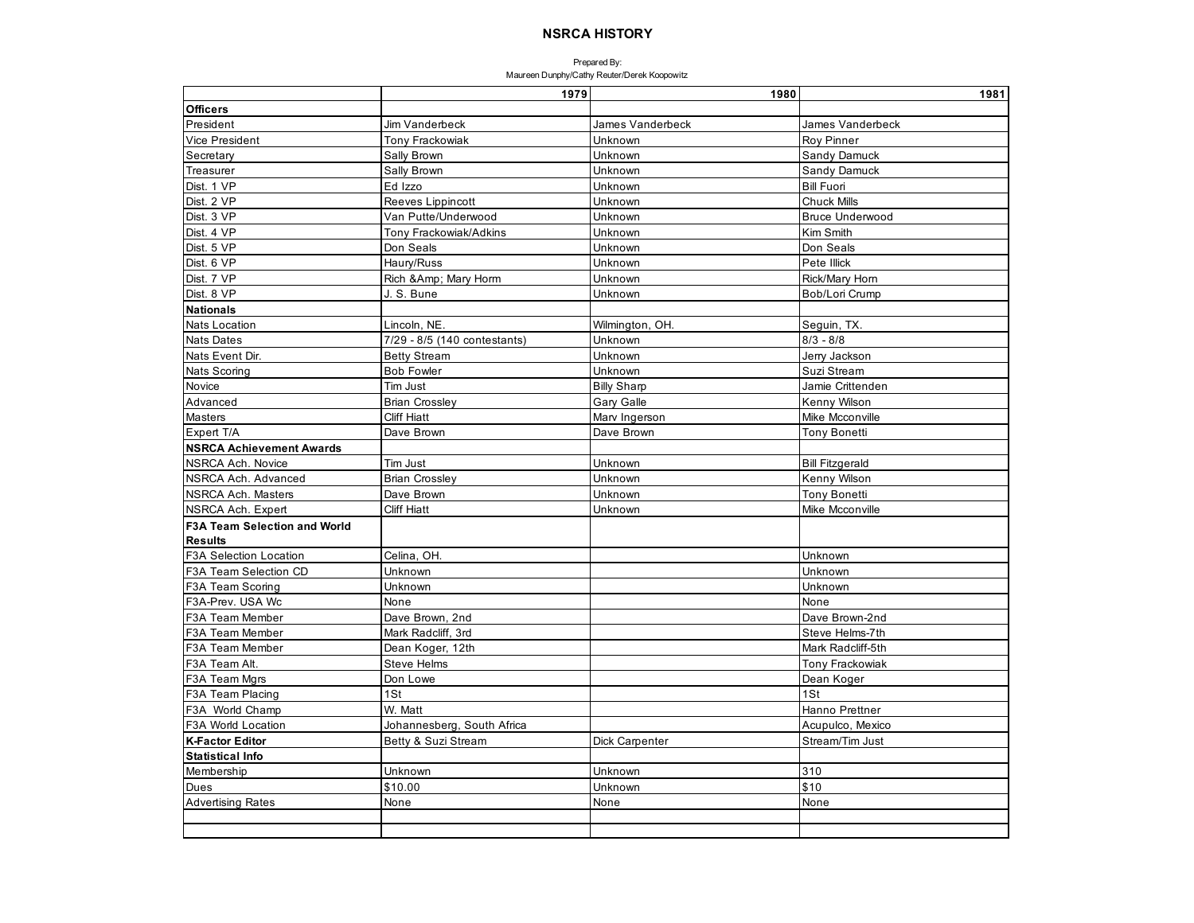# NSRCA HISTORY

Prepared By:
Maureen Dunphy/Cathy Reuter/Derek Koopowitz

| | 1979 | 1980 | 1981 |
|---|---|---|---|
| **Officers** | | | |
| President | Jim Vanderbeck | James Vanderbeck | James Vanderbeck |
| Vice President | Tony Frackowiak | Unknown | Roy Pinner |
| Secretary | Sally Brown | Unknown | Sandy Damuck |
| Treasurer | Sally Brown | Unknown | Sandy Damuck |
| Dist. 1 VP | Ed Izzo | Unknown | Bill Fuori |
| Dist. 2 VP | Reeves Lippincott | Unknown | Chuck Mills |
| Dist. 3 VP | Van Putte/Underwood | Unknown | Bruce Underwood |
| Dist. 4 VP | Tony Frackowiak/Adkins | Unknown | Kim Smith |
| Dist. 5 VP | Don Seals | Unknown | Don Seals |
| Dist. 6 VP | Haury/Russ | Unknown | Pete Illick |
| Dist. 7 VP | Rich &Amp; Mary Horm | Unknown | Rick/Mary Horn |
| Dist. 8 VP | J. S. Bune | Unknown | Bob/Lori Crump |
| **Nationals** | | | |
| Nats Location | Lincoln, NE. | Wilmington, OH. | Seguin, TX. |
| Nats Dates | 7/29 - 8/5 (140 contestants) | Unknown | 8/3 - 8/8 |
| Nats Event Dir. | Betty Stream | Unknown | Jerry Jackson |
| Nats Scoring | Bob Fowler | Unknown | Suzi Stream |
| Novice | Tim Just | Billy Sharp | Jamie Crittenden |
| Advanced | Brian Crossley | Gary Galle | Kenny Wilson |
| Masters | Cliff Hiatt | Marv Ingerson | Mike Mcconville |
| Expert T/A | Dave Brown | Dave Brown | Tony Bonetti |
| **NSRCA Achievement Awards** | | | |
| NSRCA Ach. Novice | Tim Just | Unknown | Bill Fitzgerald |
| NSRCA Ach. Advanced | Brian Crossley | Unknown | Kenny Wilson |
| NSRCA Ach. Masters | Dave Brown | Unknown | Tony Bonetti |
| NSRCA Ach. Expert | Cliff Hiatt | Unknown | Mike Mcconville |
| **F3A Team Selection and World Results** | | | |
| F3A Selection Location | Celina, OH. | | Unknown |
| F3A Team Selection CD | Unknown | | Unknown |
| F3A Team Scoring | Unknown | | Unknown |
| F3A-Prev. USA Wc | None | | None |
| F3A Team Member | Dave Brown, 2nd | | Dave Brown-2nd |
| F3A Team Member | Mark Radcliff, 3rd | | Steve Helms-7th |
| F3A Team Member | Dean Koger, 12th | | Mark Radcliff-5th |
| F3A Team Alt. | Steve Helms | | Tony Frackowiak |
| F3A Team Mgrs | Don Lowe | | Dean Koger |
| F3A Team Placing | 1St | | 1St |
| F3A World Champ | W. Matt | | Hanno Prettner |
| F3A World Location | Johannesberg, South Africa | | Acupulco, Mexico |
| **K-Factor Editor** | Betty & Suzi Stream | Dick Carpenter | Stream/Tim Just |
| **Statistical Info** | | | |
| Membership | Unknown | Unknown | 310 |
| Dues | $10.00 | Unknown | $10 |
| Advertising Rates | None | None | None |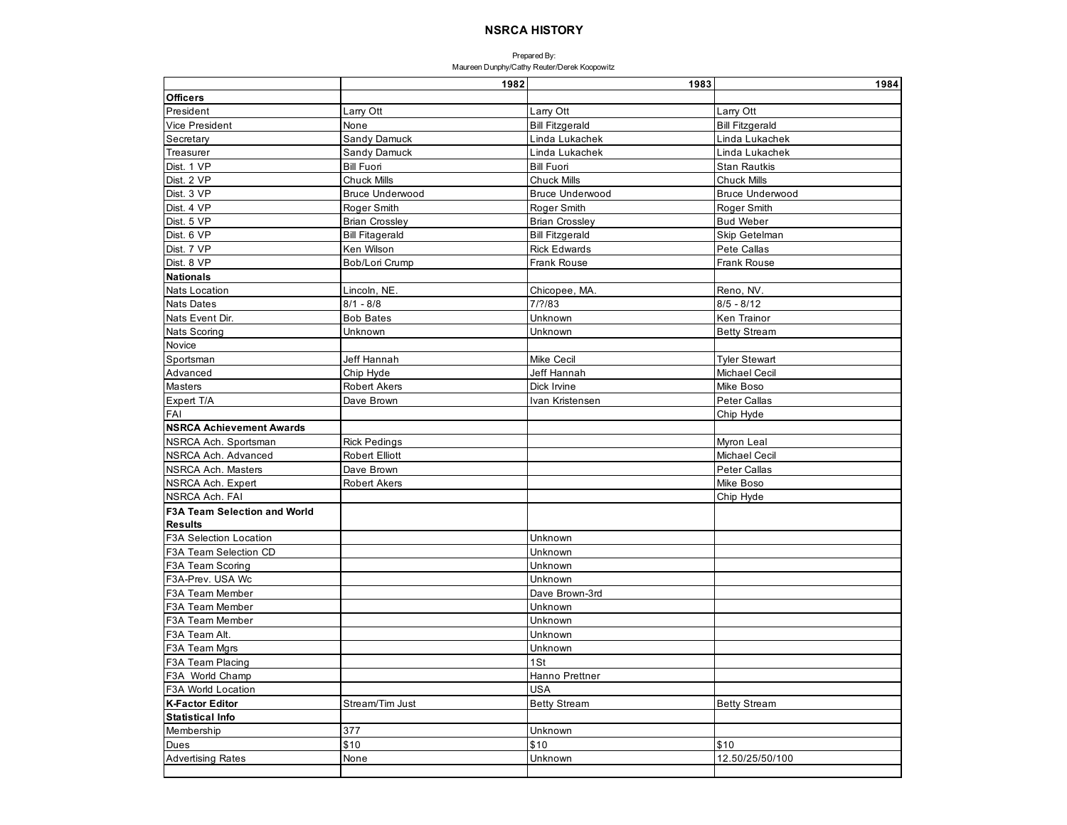# NSRCA HISTORY

Prepared By:
Maureen Dunphy/Cathy Reuter/Derek Koopowitz

| | 1982 | 1983 | 1984 |
|---|---|---|---|
| **Officers** | | | |
| President | Larry Ott | Larry Ott | Larry Ott |
| Vice President | None | Bill Fitzgerald | Bill Fitzgerald |
| Secretary | Sandy Damuck | Linda Lukachek | Linda Lukachek |
| Treasurer | Sandy Damuck | Linda Lukachek | Linda Lukachek |
| Dist. 1 VP | Bill Fuori | Bill Fuori | Stan Rautkis |
| Dist. 2 VP | Chuck Mills | Chuck Mills | Chuck Mills |
| Dist. 3 VP | Bruce Underwood | Bruce Underwood | Bruce Underwood |
| Dist. 4 VP | Roger Smith | Roger Smith | Roger Smith |
| Dist. 5 VP | Brian Crossley | Brian Crossley | Bud Weber |
| Dist. 6 VP | Bill Fitagerald | Bill Fitzgerald | Skip Getelman |
| Dist. 7 VP | Ken Wilson | Rick Edwards | Pete Callas |
| Dist. 8 VP | Bob/Lori Crump | Frank Rouse | Frank Rouse |
| **Nationals** | | | |
| Nats Location | Lincoln, NE. | Chicopee, MA. | Reno, NV. |
| Nats Dates | 8/1 - 8/8 | 7/?/83 | 8/5 - 8/12 |
| Nats Event Dir. | Bob Bates | Unknown | Ken Trainor |
| Nats Scoring | Unknown | Unknown | Betty Stream |
| Novice | | | |
| Sportsman | Jeff Hannah | Mike Cecil | Tyler Stewart |
| Advanced | Chip Hyde | Jeff Hannah | Michael Cecil |
| Masters | Robert Akers | Dick Irvine | Mike Boso |
| Expert T/A | Dave Brown | Ivan Kristensen | Peter Callas |
| FAI | | | Chip Hyde |
| **NSRCA Achievement Awards** | | | |
| NSRCA Ach. Sportsman | Rick Pedings | | Myron Leal |
| NSRCA Ach. Advanced | Robert Elliott | | Michael Cecil |
| NSRCA Ach. Masters | Dave Brown | | Peter Callas |
| NSRCA Ach. Expert | Robert Akers | | Mike Boso |
| NSRCA Ach. FAI | | | Chip Hyde |
| **F3A Team Selection and World Results** | | | |
| F3A Selection Location | | Unknown | |
| F3A Team Selection CD | | Unknown | |
| F3A Team Scoring | | Unknown | |
| F3A-Prev. USA Wc | | Unknown | |
| F3A Team Member | | Dave Brown-3rd | |
| F3A Team Member | | Unknown | |
| F3A Team Member | | Unknown | |
| F3A Team Alt. | | Unknown | |
| F3A Team Mgrs | | Unknown | |
| F3A Team Placing | | 1St | |
| F3A World Champ | | Hanno Prettner | |
| F3A World Location | | USA | |
| **K-Factor Editor** | Stream/Tim Just | Betty Stream | Betty Stream |
| **Statistical Info** | | | |
| Membership | 377 | Unknown | |
| Dues | $10 | $10 | $10 |
| Advertising Rates | None | Unknown | 12.50/25/50/100 |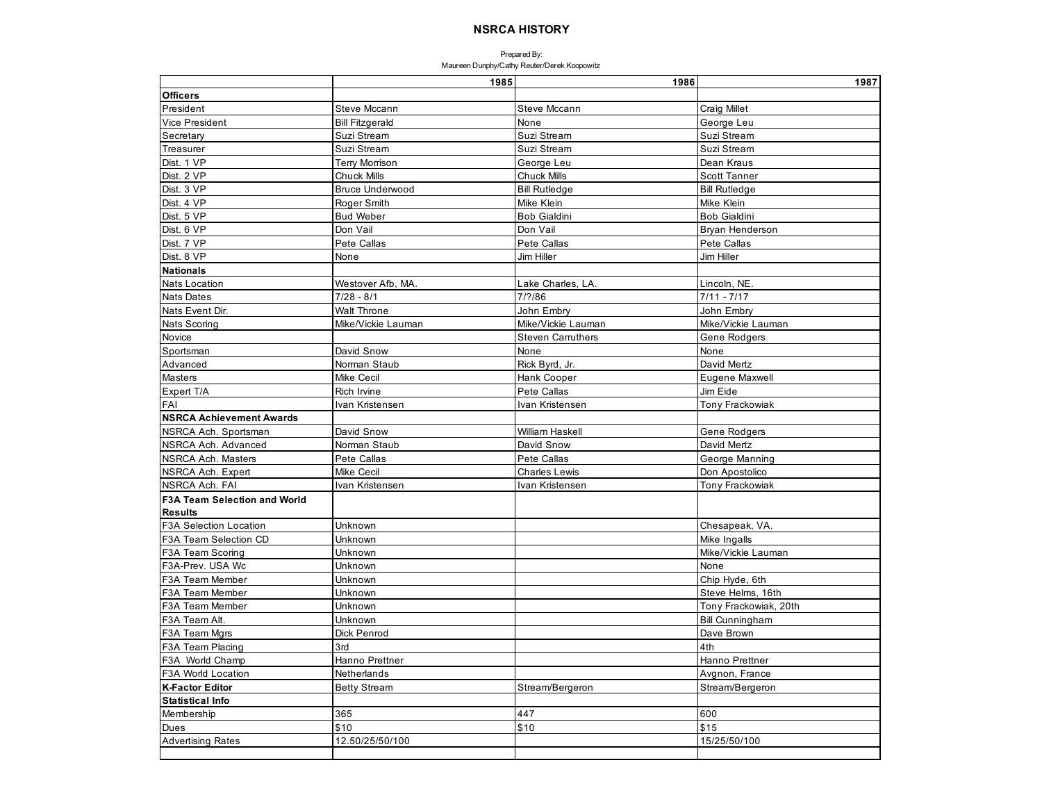# NSRCA HISTORY

Prepared By:
Maureen Dunphy/Cathy Reuter/Derek Koopowitz

| | 1985 | 1986 | 1987 |
|---|---|---|---|
| **Officers** | | | |
| President | Steve Mccann | Steve Mccann | Craig Millet |
| Vice President | Bill Fitzgerald | None | George Leu |
| Secretary | Suzi Stream | Suzi Stream | Suzi Stream |
| Treasurer | Suzi Stream | Suzi Stream | Suzi Stream |
| Dist. 1 VP | Terry Morrison | George Leu | Dean Kraus |
| Dist. 2 VP | Chuck Mills | Chuck Mills | Scott Tanner |
| Dist. 3 VP | Bruce Underwood | Bill Rutledge | Bill Rutledge |
| Dist. 4 VP | Roger Smith | Mike Klein | Mike Klein |
| Dist. 5 VP | Bud Weber | Bob Gialdini | Bob Gialdini |
| Dist. 6 VP | Don Vail | Don Vail | Bryan Henderson |
| Dist. 7 VP | Pete Callas | Pete Callas | Pete Callas |
| Dist. 8 VP | None | Jim Hiller | Jim Hiller |
| **Nationals** | | | |
| Nats Location | Westover Afb, MA. | Lake Charles, LA. | Lincoln, NE. |
| Nats Dates | 7/28 - 8/1 | 7/?/86 | 7/11 - 7/17 |
| Nats Event Dir. | Walt Throne | John Embry | John Embry |
| Nats Scoring | Mike/Vickie Lauman | Mike/Vickie Lauman | Mike/Vickie Lauman |
| Novice | | Steven Carruthers | Gene Rodgers |
| Sportsman | David Snow | None | None |
| Advanced | Norman Staub | Rick Byrd, Jr. | David Mertz |
| Masters | Mike Cecil | Hank Cooper | Eugene Maxwell |
| Expert T/A | Rich Irvine | Pete Callas | Jim Eide |
| FAI | Ivan Kristensen | Ivan Kristensen | Tony Frackowiak |
| **NSRCA Achievement Awards** | | | |
| NSRCA Ach. Sportsman | David Snow | William Haskell | Gene Rodgers |
| NSRCA Ach. Advanced | Norman Staub | David Snow | David Mertz |
| NSRCA Ach. Masters | Pete Callas | Pete Callas | George Manning |
| NSRCA Ach. Expert | Mike Cecil | Charles Lewis | Don Apostolico |
| NSRCA Ach. FAI | Ivan Kristensen | Ivan Kristensen | Tony Frackowiak |
| **F3A Team Selection and World Results** | | | |
| F3A Selection Location | Unknown | | Chesapeak, VA. |
| F3A Team Selection CD | Unknown | | Mike Ingalls |
| F3A Team Scoring | Unknown | | Mike/Vickie Lauman |
| F3A-Prev. USA Wc | Unknown | | None |
| F3A Team Member | Unknown | | Chip Hyde, 6th |
| F3A Team Member | Unknown | | Steve Helms, 16th |
| F3A Team Member | Unknown | | Tony Frackowiak, 20th |
| F3A Team Alt. | Unknown | | Bill Cunningham |
| F3A Team Mgrs | Dick Penrod | | Dave Brown |
| F3A Team Placing | 3rd | | 4th |
| F3A World Champ | Hanno Prettner | | Hanno Prettner |
| F3A World Location | Netherlands | | Avgnon, France |
| **K-Factor Editor** | Betty Stream | Stream/Bergeron | Stream/Bergeron |
| **Statistical Info** | | | |
| Membership | 365 | 447 | 600 |
| Dues | $10 | $10 | $15 |
| Advertising Rates | 12.50/25/50/100 | | 15/25/50/100 |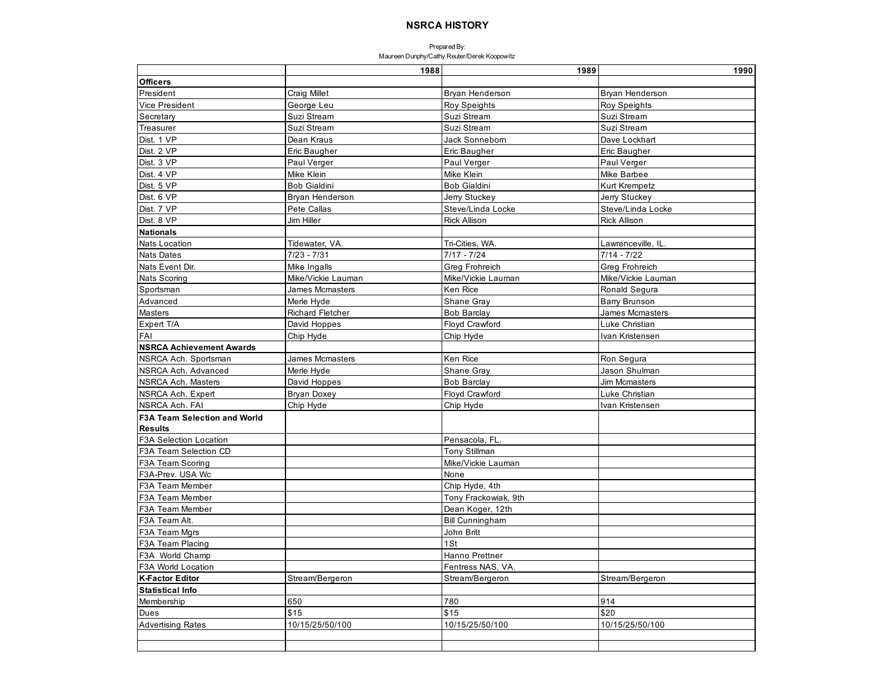# NSRCA HISTORY

Prepared By:
Maureen Dunphy/Cathy Reuter/Derek Koopowitz

| | 1988 | 1989 | 1990 |
|---|---|---|---|
| **Officers** | | | |
| President | Craig Millet | Bryan Henderson | Bryan Henderson |
| Vice President | George Leu | Roy Speights | Roy Speights |
| Secretary | Suzi Stream | Suzi Stream | Suzi Stream |
| Treasurer | Suzi Stream | Suzi Stream | Suzi Stream |
| Dist. 1 VP | Dean Kraus | Jack Sonneborn | Dave Lockhart |
| Dist. 2 VP | Eric Baugher | Eric Baugher | Eric Baugher |
| Dist. 3 VP | Paul Verger | Paul Verger | Paul Verger |
| Dist. 4 VP | Mike Klein | Mike Klein | Mike Barbee |
| Dist. 5 VP | Bob Gialdini | Bob Gialdini | Kurt Krempetz |
| Dist. 6 VP | Bryan Henderson | Jerry Stuckey | Jerry Stuckey |
| Dist. 7 VP | Pete Callas | Steve/Linda Locke | Steve/Linda Locke |
| Dist. 8 VP | Jim Hiller | Rick Allison | Rick Allison |
| **Nationals** | | | |
| Nats Location | Tidewater, VA. | Tri-Cities, WA. | Lawrenceville, IL. |
| Nats Dates | 7/23 - 7/31 | 7/17 - 7/24 | 7/14 - 7/22 |
| Nats Event Dir. | Mike Ingalls | Greg Frohreich | Greg Frohreich |
| Nats Scoring | Mike/Vickie Lauman | Mike/Vickie Lauman | Mike/Vickie Lauman |
| Sportsman | James Mcmasters | Ken Rice | Ronald Segura |
| Advanced | Merle Hyde | Shane Gray | Barry Brunson |
| Masters | Richard Fletcher | Bob Barclay | James Mcmasters |
| Expert T/A | David Hoppes | Floyd Crawford | Luke Christian |
| FAI | Chip Hyde | Chip Hyde | Ivan Kristensen |
| **NSRCA Achievement Awards** | | | |
| NSRCA Ach. Sportsman | James Mcmasters | Ken Rice | Ron Segura |
| NSRCA Ach. Advanced | Merle Hyde | Shane Gray | Jason Shulman |
| NSRCA Ach. Masters | David Hoppes | Bob Barclay | Jim Mcmasters |
| NSRCA Ach. Expert | Bryan Doxey | Floyd Crawford | Luke Christian |
| NSRCA Ach. FAI | Chip Hyde | Chip Hyde | Ivan Kristensen |
| **F3A Team Selection and World Results** | | | |
| F3A Selection Location | | Pensacola, FL. | |
| F3A Team Selection CD | | Tony Stillman | |
| F3A Team Scoring | | Mike/Vickie Lauman | |
| F3A-Prev. USA Wc | | None | |
| F3A Team Member | | Chip Hyde, 4th | |
| F3A Team Member | | Tony Frackowiak, 9th | |
| F3A Team Member | | Dean Koger, 12th | |
| F3A Team Alt. | | Bill Cunningham | |
| F3A Team Mgrs | | John Britt | |
| F3A Team Placing | | 1St | |
| F3A World Champ | | Hanno Prettner | |
| F3A World Location | | Fentress NAS, VA. | |
| **K-Factor Editor** | Stream/Bergeron | Stream/Bergeron | Stream/Bergeron |
| **Statistical Info** | | | |
| Membership | 650 | 780 | 914 |
| Dues | $15 | $15 | $20 |
| Advertising Rates | 10/15/25/50/100 | 10/15/25/50/100 | 10/15/25/50/100 |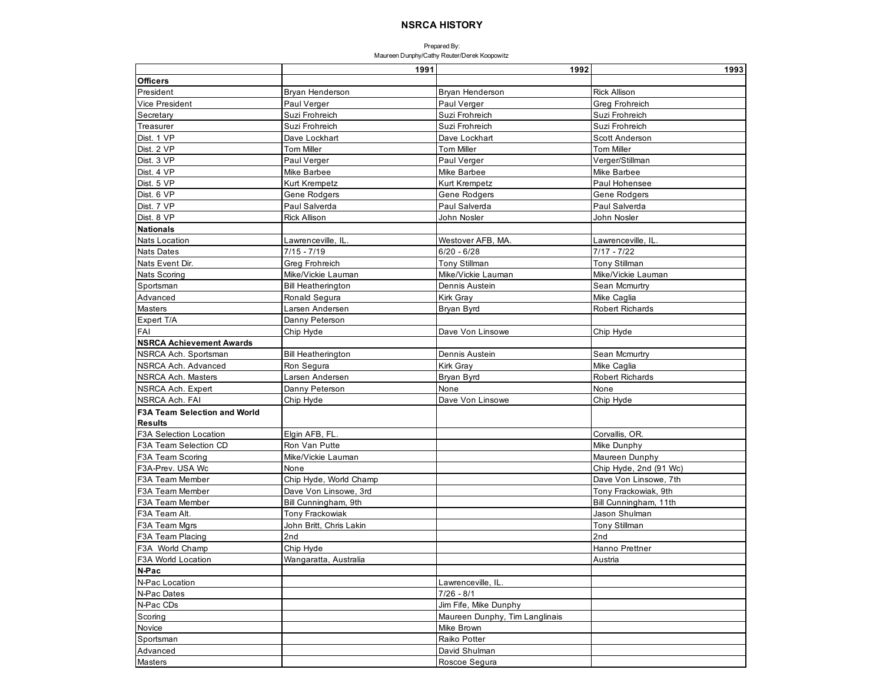# NSRCA HISTORY

Prepared By:
Maureen Dunphy/Cathy Reuter/Derek Koopowitz

| | 1991 | 1992 | 1993 |
|---|---|---|---|
| **Officers** | | | |
| President | Bryan Henderson | Bryan Henderson | Rick Allison |
| Vice President | Paul Verger | Paul Verger | Greg Frohreich |
| Secretary | Suzi Frohreich | Suzi Frohreich | Suzi Frohreich |
| Treasurer | Suzi Frohreich | Suzi Frohreich | Suzi Frohreich |
| Dist. 1 VP | Dave Lockhart | Dave Lockhart | Scott Anderson |
| Dist. 2 VP | Tom Miller | Tom Miller | Tom Miller |
| Dist. 3 VP | Paul Verger | Paul Verger | Verger/Stillman |
| Dist. 4 VP | Mike Barbee | Mike Barbee | Mike Barbee |
| Dist. 5 VP | Kurt Krempetz | Kurt Krempetz | Paul Hohensee |
| Dist. 6 VP | Gene Rodgers | Gene Rodgers | Gene Rodgers |
| Dist. 7 VP | Paul Salverda | Paul Salverda | Paul Salverda |
| Dist. 8 VP | Rick Allison | John Nosler | John Nosler |
| **Nationals** | | | |
| Nats Location | Lawrenceville, IL. | Westover AFB, MA. | Lawrenceville, IL. |
| Nats Dates | 7/15 - 7/19 | 6/20 - 6/28 | 7/17 - 7/22 |
| Nats Event Dir. | Greg Frohreich | Tony Stillman | Tony Stillman |
| Nats Scoring | Mike/Vickie Lauman | Mike/Vickie Lauman | Mike/Vickie Lauman |
| Sportsman | Bill Heatherington | Dennis Austein | Sean Mcmurtry |
| Advanced | Ronald Segura | Kirk Gray | Mike Caglia |
| Masters | Larsen Andersen | Bryan Byrd | Robert Richards |
| Expert T/A | Danny Peterson | | |
| FAI | Chip Hyde | Dave Von Linsowe | Chip Hyde |
| **NSRCA Achievement Awards** | | | |
| NSRCA Ach. Sportsman | Bill Heatherington | Dennis Austein | Sean Mcmurtry |
| NSRCA Ach. Advanced | Ron Segura | Kirk Gray | Mike Caglia |
| NSRCA Ach. Masters | Larsen Andersen | Bryan Byrd | Robert Richards |
| NSRCA Ach. Expert | Danny Peterson | None | None |
| NSRCA Ach. FAI | Chip Hyde | Dave Von Linsowe | Chip Hyde |
| **F3A Team Selection and World Results** | | | |
| F3A Selection Location | Elgin AFB, FL. | | Corvallis, OR. |
| F3A Team Selection CD | Ron Van Putte | | Mike Dunphy |
| F3A Team Scoring | Mike/Vickie Lauman | | Maureen Dunphy |
| F3A-Prev. USA Wc | None | | Chip Hyde, 2nd (91 Wc) |
| F3A Team Member | Chip Hyde, World Champ | | Dave Von Linsowe, 7th |
| F3A Team Member | Dave Von Linsowe, 3rd | | Tony Frackowiak, 9th |
| F3A Team Member | Bill Cunningham, 9th | | Bill Cunningham, 11th |
| F3A Team Alt. | Tony Frackowiak | | Jason Shulman |
| F3A Team Mgrs | John Britt, Chris Lakin | | Tony Stillman |
| F3A Team Placing | 2nd | | 2nd |
| F3A World Champ | Chip Hyde | | Hanno Prettner |
| F3A World Location | Wangaratta, Australia | | Austria |
| **N-Pac** | | | |
| N-Pac Location | | Lawrenceville, IL. | |
| N-Pac Dates | | 7/26 - 8/1 | |
| N-Pac CDs | | Jim Fife, Mike Dunphy | |
| Scoring | | Maureen Dunphy, Tim Langlinais | |
| Novice | | Mike Brown | |
| Sportsman | | Raiko Potter | |
| Advanced | | David Shulman | |
| Masters | | Roscoe Segura | |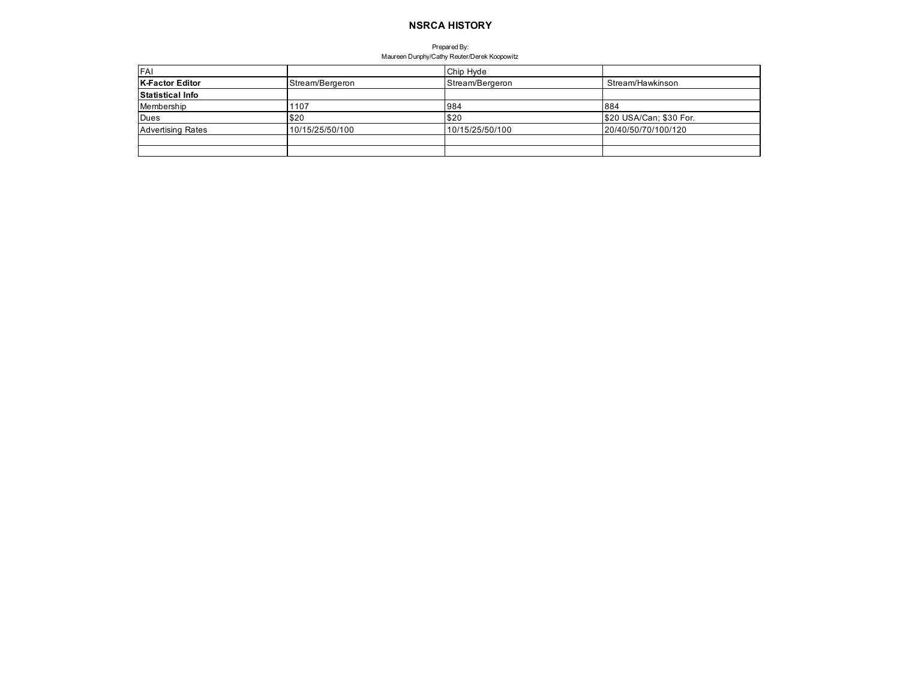# NSRCA HISTORY

Prepared By:
Maureen Dunphy/Cathy Reuter/Derek Koopowitz

| FAI | | Chip Hyde | |
|---|---|---|---|
| **K-Factor Editor** | Stream/Bergeron | Stream/Bergeron | Stream/Hawkinson |
| **Statistical Info** | | | |
| Membership | 1107 | 984 | 884 |
| Dues | $20 | $20 | $20 USA/Can; $30 For. |
| Advertising Rates | 10/15/25/50/100 | 10/15/25/50/100 | 20/40/50/70/100/120 |
| | | | |
| | | | |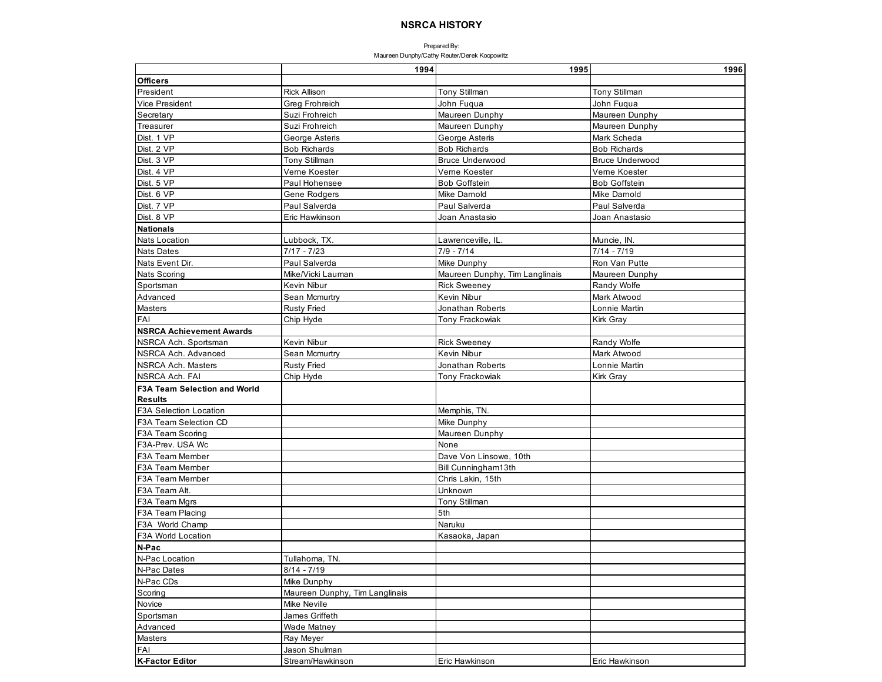# NSRCA HISTORY

Prepared By:
Maureen Dunphy/Cathy Reuter/Derek Koopowitz

| | 1994 | 1995 | 1996 |
|---|---|---|---|
| **Officers** | | | |
| President | Rick Allison | Tony Stillman | Tony Stillman |
| Vice President | Greg Frohreich | John Fuqua | John Fuqua |
| Secretary | Suzi Frohreich | Maureen Dunphy | Maureen Dunphy |
| Treasurer | Suzi Frohreich | Maureen Dunphy | Maureen Dunphy |
| Dist. 1 VP | George Asteris | George Asteris | Mark Scheda |
| Dist. 2 VP | Bob Richards | Bob Richards | Bob Richards |
| Dist. 3 VP | Tony Stillman | Bruce Underwood | Bruce Underwood |
| Dist. 4 VP | Verne Koester | Verne Koester | Verne Koester |
| Dist. 5 VP | Paul Hohensee | Bob Goffstein | Bob Goffstein |
| Dist. 6 VP | Gene Rodgers | Mike Darnold | Mike Darnold |
| Dist. 7 VP | Paul Salverda | Paul Salverda | Paul Salverda |
| Dist. 8 VP | Eric Hawkinson | Joan Anastasio | Joan Anastasio |
| **Nationals** | | | |
| Nats Location | Lubbock, TX. | Lawrenceville, IL. | Muncie, IN. |
| Nats Dates | 7/17 - 7/23 | 7/9 - 7/14 | 7/14 - 7/19 |
| Nats Event Dir. | Paul Salverda | Mike Dunphy | Ron Van Putte |
| Nats Scoring | Mike/Vicki Lauman | Maureen Dunphy, Tim Langlinais | Maureen Dunphy |
| Sportsman | Kevin Nibur | Rick Sweeney | Randy Wolfe |
| Advanced | Sean Mcmurtry | Kevin Nibur | Mark Atwood |
| Masters | Rusty Fried | Jonathan Roberts | Lonnie Martin |
| FAI | Chip Hyde | Tony Frackowiak | Kirk Gray |
| **NSRCA Achievement Awards** | | | |
| NSRCA Ach. Sportsman | Kevin Nibur | Rick Sweeney | Randy Wolfe |
| NSRCA Ach. Advanced | Sean Mcmurtry | Kevin Nibur | Mark Atwood |
| NSRCA Ach. Masters | Rusty Fried | Jonathan Roberts | Lonnie Martin |
| NSRCA Ach. FAI | Chip Hyde | Tony Frackowiak | Kirk Gray |
| **F3A Team Selection and World Results** | | | |
| F3A Selection Location | | Memphis, TN. | |
| F3A Team Selection CD | | Mike Dunphy | |
| F3A Team Scoring | | Maureen Dunphy | |
| F3A-Prev. USA Wc | | None | |
| F3A Team Member | | Dave Von Linsowe, 10th | |
| F3A Team Member | | Bill Cunningham13th | |
| F3A Team Member | | Chris Lakin, 15th | |
| F3A Team Alt. | | Unknown | |
| F3A Team Mgrs | | Tony Stillman | |
| F3A Team Placing | | 5th | |
| F3A World Champ | | Naruku | |
| F3A World Location | | Kasaoka, Japan | |
| **N-Pac** | | | |
| N-Pac Location | Tullahoma, TN. | | |
| N-Pac Dates | 8/14 - 7/19 | | |
| N-Pac CDs | Mike Dunphy | | |
| Scoring | Maureen Dunphy, Tim Langlinais | | |
| Novice | Mike Neville | | |
| Sportsman | James Griffeth | | |
| Advanced | Wade Matney | | |
| Masters | Ray Meyer | | |
| FAI | Jason Shulman | | |
| **K-Factor Editor** | Stream/Hawkinson | Eric Hawkinson | Eric Hawkinson |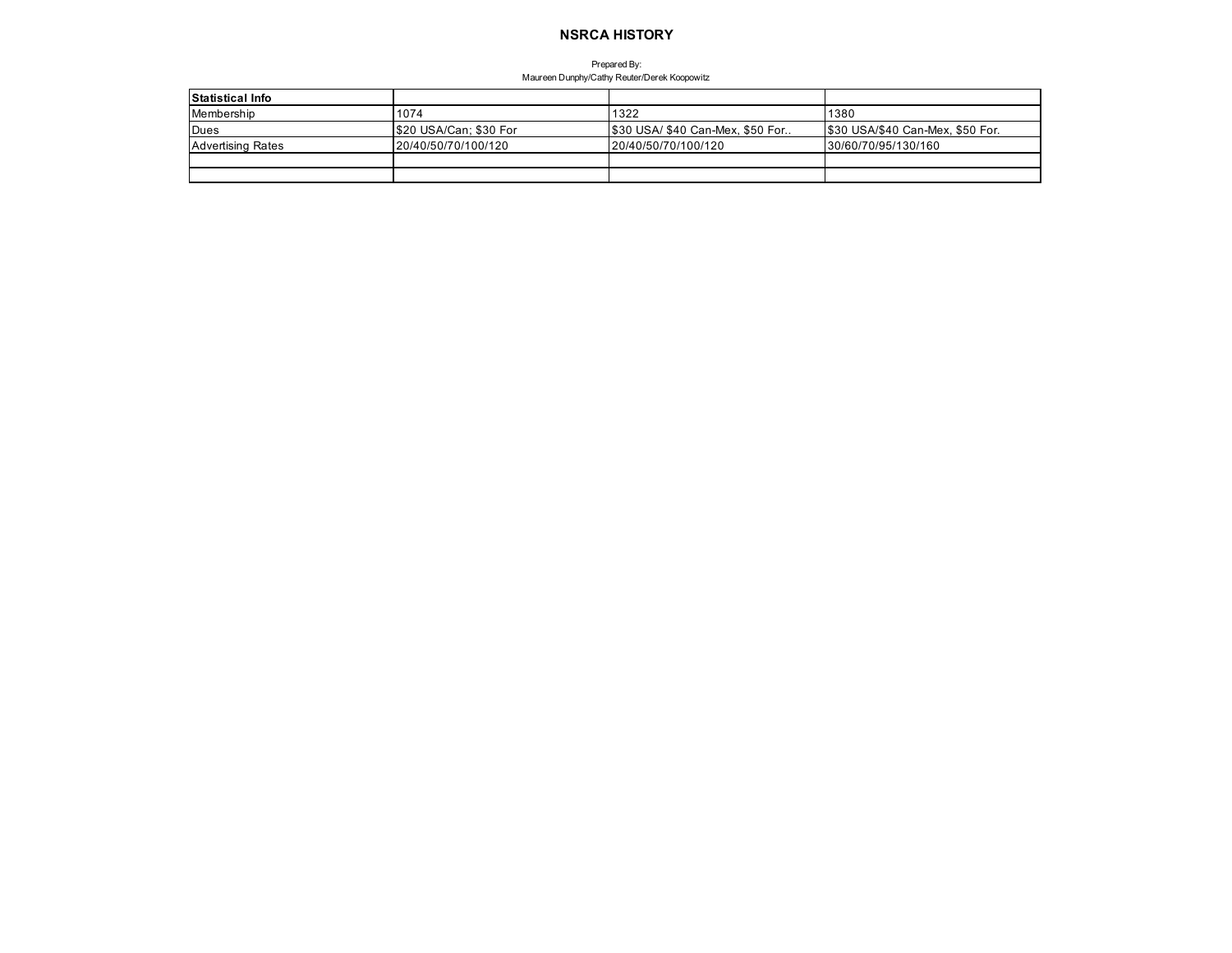# NSRCA HISTORY

Prepared By:
Maureen Dunphy/Cathy Reuter/Derek Koopowitz

| Statistical Info | | | |
|---|---|---|---|
| Membership | 1074 | 1322 | 1380 |
| Dues | $20 USA/Can; $30 For | $30 USA/ $40 Can-Mex, $50 For.. | $30 USA/$40 Can-Mex, $50 For. |
| Advertising Rates | 20/40/50/70/100/120 | 20/40/50/70/100/120 | 30/60/70/95/130/160 |
| | | | |
| | | | |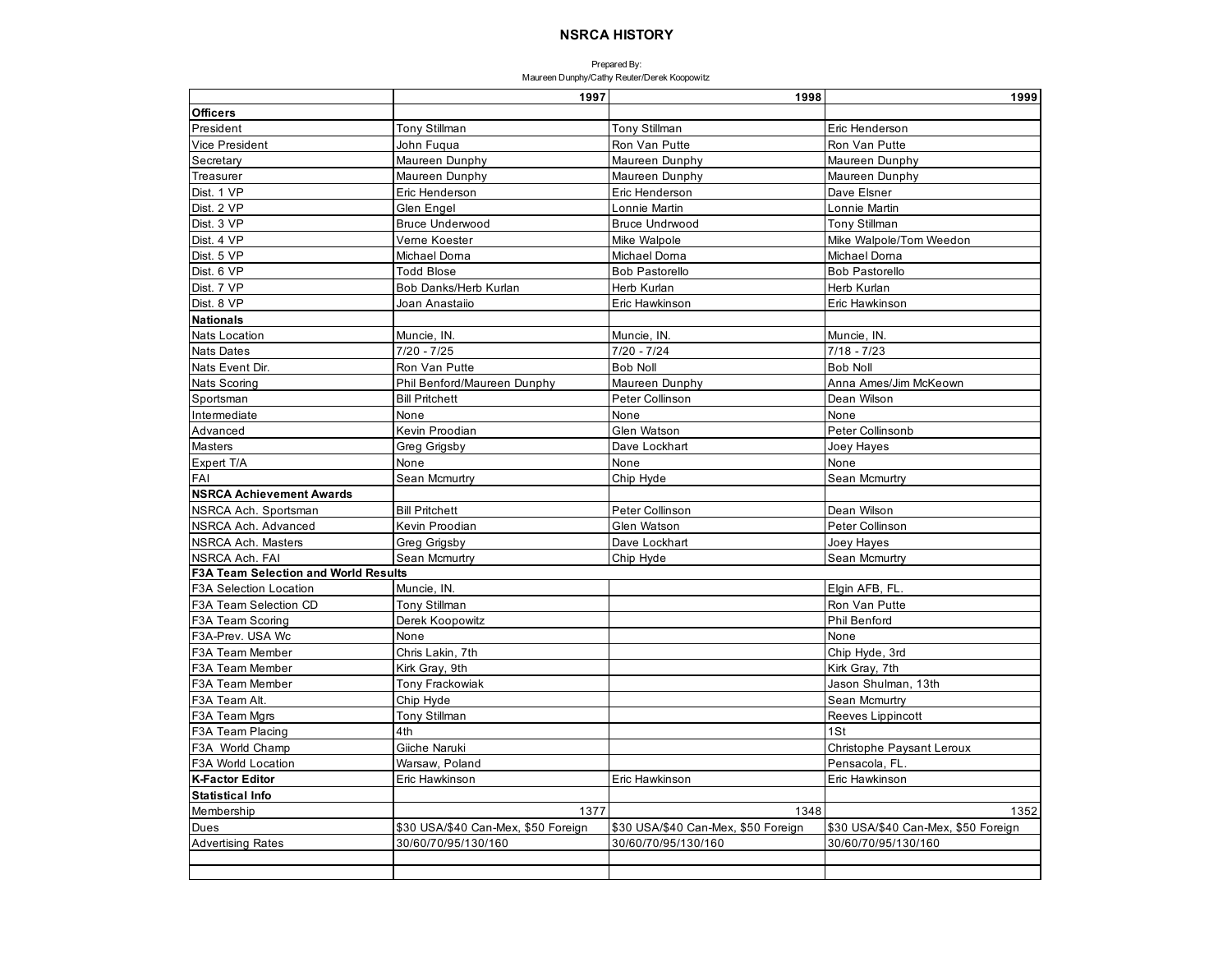# NSRCA HISTORY

Prepared By:
Maureen Dunphy/Cathy Reuter/Derek Koopowitz

| | 1997 | 1998 | 1999 |
|---|---|---|---|
| **Officers** | | | |
| President | Tony Stillman | Tony Stillman | Eric Henderson |
| Vice President | John Fuqua | Ron Van Putte | Ron Van Putte |
| Secretary | Maureen Dunphy | Maureen Dunphy | Maureen Dunphy |
| Treasurer | Maureen Dunphy | Maureen Dunphy | Maureen Dunphy |
| Dist. 1 VP | Eric Henderson | Eric Henderson | Dave Elsner |
| Dist. 2 VP | Glen Engel | Lonnie Martin | Lonnie Martin |
| Dist. 3 VP | Bruce Underwood | Bruce Undrwood | Tony Stillman |
| Dist. 4 VP | Verne Koester | Mike Walpole | Mike Walpole/Tom Weedon |
| Dist. 5 VP | Michael Dorna | Michael Dorna | Michael Dorna |
| Dist. 6 VP | Todd Blose | Bob Pastorello | Bob Pastorello |
| Dist. 7 VP | Bob Danks/Herb Kurlan | Herb Kurlan | Herb Kurlan |
| Dist. 8 VP | Joan Anastaiio | Eric Hawkinson | Eric Hawkinson |
| **Nationals** | | | |
| Nats Location | Muncie, IN. | Muncie, IN. | Muncie, IN. |
| Nats Dates | 7/20 - 7/25 | 7/20 - 7/24 | 7/18 - 7/23 |
| Nats Event Dir. | Ron Van Putte | Bob Noll | Bob Noll |
| Nats Scoring | Phil Benford/Maureen Dunphy | Maureen Dunphy | Anna Ames/Jim McKeown |
| Sportsman | Bill Pritchett | Peter Collinson | Dean Wilson |
| Intermediate | None | None | None |
| Advanced | Kevin Proodian | Glen Watson | Peter Collinsonb |
| Masters | Greg Grigsby | Dave Lockhart | Joey Hayes |
| Expert T/A | None | None | None |
| FAI | Sean Mcmurtry | Chip Hyde | Sean Mcmurtry |
| **NSRCA Achievement Awards** | | | |
| NSRCA Ach. Sportsman | Bill Pritchett | Peter Collinson | Dean Wilson |
| NSRCA Ach. Advanced | Kevin Proodian | Glen Watson | Peter Collinson |
| NSRCA Ach. Masters | Greg Grigsby | Dave Lockhart | Joey Hayes |
| NSRCA Ach. FAI | Sean Mcmurtry | Chip Hyde | Sean Mcmurtry |
| **F3A Team Selection and World Results** | | | |
| F3A Selection Location | Muncie, IN. | | Elgin AFB, FL. |
| F3A Team Selection CD | Tony Stillman | | Ron Van Putte |
| F3A Team Scoring | Derek Koopowitz | | Phil Benford |
| F3A-Prev. USA Wc | None | | None |
| F3A Team Member | Chris Lakin, 7th | | Chip Hyde, 3rd |
| F3A Team Member | Kirk Gray, 9th | | Kirk Gray, 7th |
| F3A Team Member | Tony Frackowiak | | Jason Shulman, 13th |
| F3A Team Alt. | Chip Hyde | | Sean Mcmurtry |
| F3A Team Mgrs | Tony Stillman | | Reeves Lippincott |
| F3A Team Placing | 4th | | 1St |
| F3A World Champ | Giiche Naruki | | Christophe Paysant Leroux |
| F3A World Location | Warsaw, Poland | | Pensacola, FL. |
| **K-Factor Editor** | Eric Hawkinson | Eric Hawkinson | Eric Hawkinson |
| **Statistical Info** | | | |
| Membership | 1377 | 1348 | 1352 |
| Dues | $30 USA/$40 Can-Mex, $50 Foreign | $30 USA/$40 Can-Mex, $50 Foreign | $30 USA/$40 Can-Mex, $50 Foreign |
| Advertising Rates | 30/60/70/95/130/160 | 30/60/70/95/130/160 | 30/60/70/95/130/160 |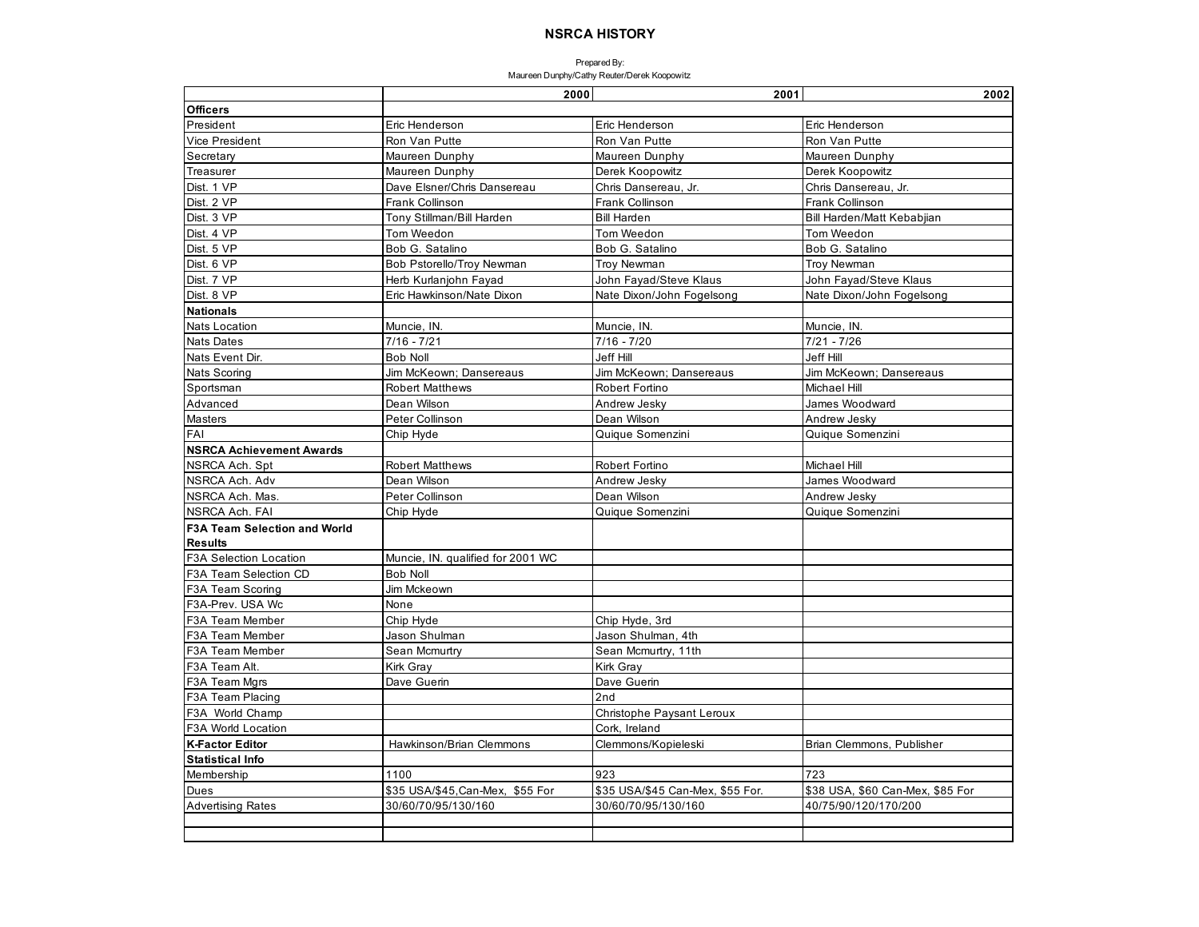# NSRCA HISTORY

Prepared By:
Maureen Dunphy/Cathy Reuter/Derek Koopowitz

| | 2000 | 2001 | 2002 |
|---|---|---|---|
| **Officers** | | | |
| President | Eric Henderson | Eric Henderson | Eric Henderson |
| Vice President | Ron Van Putte | Ron Van Putte | Ron Van Putte |
| Secretary | Maureen Dunphy | Maureen Dunphy | Maureen Dunphy |
| Treasurer | Maureen Dunphy | Derek Koopowitz | Derek Koopowitz |
| Dist. 1 VP | Dave Elsner/Chris Dansereau | Chris Dansereau, Jr. | Chris Dansereau, Jr. |
| Dist. 2 VP | Frank Collinson | Frank Collinson | Frank Collinson |
| Dist. 3 VP | Tony Stillman/Bill Harden | Bill Harden | Bill Harden/Matt Kebabjian |
| Dist. 4 VP | Tom Weedon | Tom Weedon | Tom Weedon |
| Dist. 5 VP | Bob G. Satalino | Bob G. Satalino | Bob G. Satalino |
| Dist. 6 VP | Bob Pstorello/Troy Newman | Troy Newman | Troy Newman |
| Dist. 7 VP | Herb Kurlanjohn Fayad | John Fayad/Steve Klaus | John Fayad/Steve Klaus |
| Dist. 8 VP | Eric Hawkinson/Nate Dixon | Nate Dixon/John Fogelsong | Nate Dixon/John Fogelsong |
| **Nationals** | | | |
| Nats Location | Muncie, IN. | Muncie, IN. | Muncie, IN. |
| Nats Dates | 7/16 - 7/21 | 7/16 - 7/20 | 7/21 - 7/26 |
| Nats Event Dir. | Bob Noll | Jeff Hill | Jeff Hill |
| Nats Scoring | Jim McKeown; Dansereaus | Jim McKeown; Dansereaus | Jim McKeown; Dansereaus |
| Sportsman | Robert Matthews | Robert Fortino | Michael Hill |
| Advanced | Dean Wilson | Andrew Jesky | James Woodward |
| Masters | Peter Collinson | Dean Wilson | Andrew Jesky |
| FAI | Chip Hyde | Quique Somenzini | Quique Somenzini |
| **NSRCA Achievement Awards** | | | |
| NSRCA Ach. Spt | Robert Matthews | Robert Fortino | Michael Hill |
| NSRCA Ach. Adv | Dean Wilson | Andrew Jesky | James Woodward |
| NSRCA Ach. Mas. | Peter Collinson | Dean Wilson | Andrew Jesky |
| NSRCA Ach. FAI | Chip Hyde | Quique Somenzini | Quique Somenzini |
| **F3A Team Selection and World Results** | | | |
| F3A Selection Location | Muncie, IN. qualified for 2001 WC | | |
| F3A Team Selection CD | Bob Noll | | |
| F3A Team Scoring | Jim Mckeown | | |
| F3A-Prev. USA Wc | None | | |
| F3A Team Member | Chip Hyde | Chip Hyde, 3rd | |
| F3A Team Member | Jason Shulman | Jason Shulman, 4th | |
| F3A Team Member | Sean Mcmurtry | Sean Mcmurtry, 11th | |
| F3A Team Alt. | Kirk Gray | Kirk Gray | |
| F3A Team Mgrs | Dave Guerin | Dave Guerin | |
| F3A Team Placing | | 2nd | |
| F3A World Champ | | Christophe Paysant Leroux | |
| F3A World Location | | Cork, Ireland | |
| **K-Factor Editor** | Hawkinson/Brian Clemmons | Clemmons/Kopieleski | Brian Clemmons, Publisher |
| **Statistical Info** | | | |
| Membership | 1100 | 923 | 723 |
| Dues | $35 USA/$45,Can-Mex, $55 For | $35 USA/$45 Can-Mex, $55 For. | $38 USA, $60 Can-Mex, $85 For |
| Advertising Rates | 30/60/70/95/130/160 | 30/60/70/95/130/160 | 40/75/90/120/170/200 |
| | | | |
| | | | |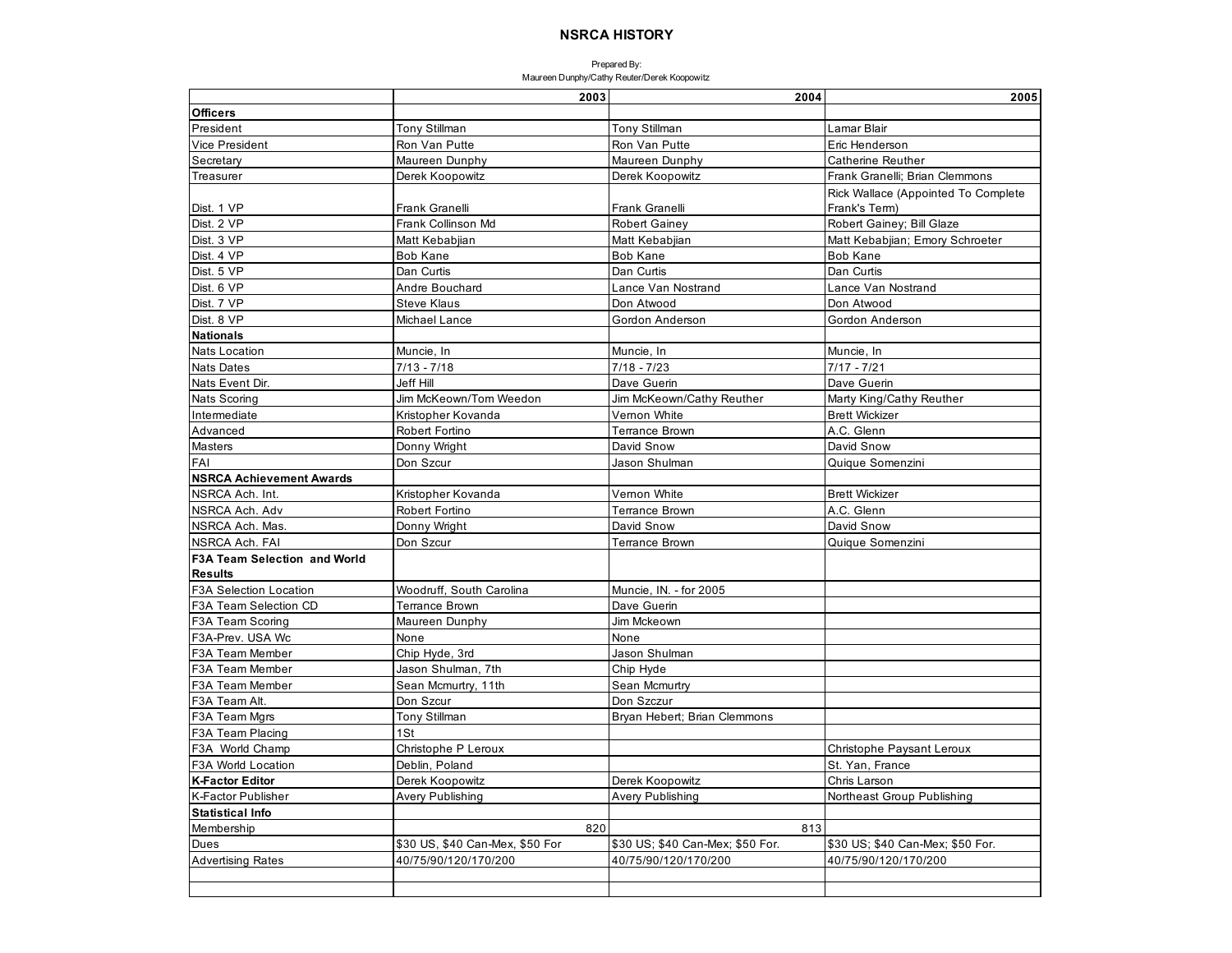# NSRCA HISTORY

Prepared By:
Maureen Dunphy/Cathy Reuter/Derek Koopowitz

| | 2003 | 2004 | 2005 |
|---|---|---|---|
| **Officers** | | | |
| President | Tony Stillman | Tony Stillman | Lamar Blair |
| Vice President | Ron Van Putte | Ron Van Putte | Eric Henderson |
| Secretary | Maureen Dunphy | Maureen Dunphy | Catherine Reuther |
| Treasurer | Derek Koopowitz | Derek Koopowitz | Frank Granelli; Brian Clemmons |
| Dist. 1 VP | Frank Granelli | Frank Granelli | Rick Wallace (Appointed To Complete Frank's Term) |
| Dist. 2 VP | Frank Collinson Md | Robert Gainey | Robert Gainey; Bill Glaze |
| Dist. 3 VP | Matt Kebabjian | Matt Kebabjian | Matt Kebabjian; Emory Schroeter |
| Dist. 4 VP | Bob Kane | Bob Kane | Bob Kane |
| Dist. 5 VP | Dan Curtis | Dan Curtis | Dan Curtis |
| Dist. 6 VP | Andre Bouchard | Lance Van Nostrand | Lance Van Nostrand |
| Dist. 7 VP | Steve Klaus | Don Atwood | Don Atwood |
| Dist. 8 VP | Michael Lance | Gordon Anderson | Gordon Anderson |
| **Nationals** | | | |
| Nats Location | Muncie, In | Muncie, In | Muncie, In |
| Nats Dates | 7/13 - 7/18 | 7/18 - 7/23 | 7/17 - 7/21 |
| Nats Event Dir. | Jeff Hill | Dave Guerin | Dave Guerin |
| Nats Scoring | Jim McKeown/Tom Weedon | Jim McKeown/Cathy Reuther | Marty King/Cathy Reuther |
| Intermediate | Kristopher Kovanda | Vernon White | Brett Wickizer |
| Advanced | Robert Fortino | Terrance Brown | A.C. Glenn |
| Masters | Donny Wright | David Snow | David Snow |
| FAI | Don Szcur | Jason Shulman | Quique Somenzini |
| **NSRCA Achievement Awards** | | | |
| NSRCA Ach. Int. | Kristopher Kovanda | Vernon White | Brett Wickizer |
| NSRCA Ach. Adv | Robert Fortino | Terrance Brown | A.C. Glenn |
| NSRCA Ach. Mas. | Donny Wright | David Snow | David Snow |
| NSRCA Ach. FAI | Don Szcur | Terrance Brown | Quique Somenzini |
| **F3A Team Selection and World Results** | | | |
| F3A Selection Location | Woodruff, South Carolina | Muncie, IN. - for 2005 | |
| F3A Team Selection CD | Terrance Brown | Dave Guerin | |
| F3A Team Scoring | Maureen Dunphy | Jim Mckeown | |
| F3A-Prev. USA Wc | None | None | |
| F3A Team Member | Chip Hyde, 3rd | Jason Shulman | |
| F3A Team Member | Jason Shulman, 7th | Chip Hyde | |
| F3A Team Member | Sean Mcmurtry, 11th | Sean Mcmurtry | |
| F3A Team Alt. | Don Szcur | Don Szczur | |
| F3A Team Mgrs | Tony Stillman | Bryan Hebert; Brian Clemmons | |
| F3A Team Placing | 1St | | |
| F3A World Champ | Christophe P Leroux | | Christophe Paysant Leroux |
| F3A World Location | Deblin, Poland | | St. Yan, France |
| **K-Factor Editor** | Derek Koopowitz | Derek Koopowitz | Chris Larson |
| K-Factor Publisher | Avery Publishing | Avery Publishing | Northeast Group Publishing |
| **Statistical Info** | | | |
| Membership | 820 | 813 | |
| Dues | $30 US, $40 Can-Mex, $50 For | $30 US; $40 Can-Mex; $50 For. | $30 US; $40 Can-Mex; $50 For. |
| Advertising Rates | 40/75/90/120/170/200 | 40/75/90/120/170/200 | 40/75/90/120/170/200 |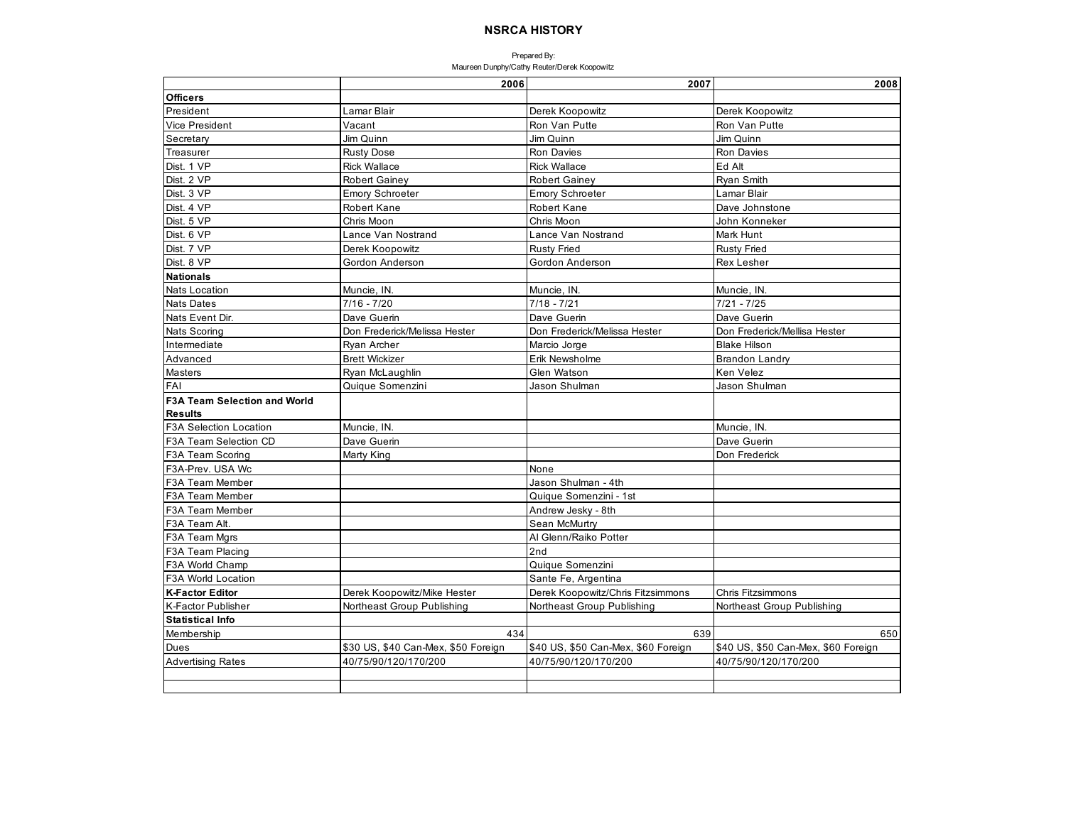# NSRCA HISTORY

Prepared By:
Maureen Dunphy/Cathy Reuter/Derek Koopowitz

| | 2006 | 2007 | 2008 |
|---|---|---|---|
| **Officers** | | | |
| President | Lamar Blair | Derek Koopowitz | Derek Koopowitz |
| Vice President | Vacant | Ron Van Putte | Ron Van Putte |
| Secretary | Jim Quinn | Jim Quinn | Jim Quinn |
| Treasurer | Rusty Dose | Ron Davies | Ron Davies |
| Dist. 1 VP | Rick Wallace | Rick Wallace | Ed Alt |
| Dist. 2 VP | Robert Gainey | Robert Gainey | Ryan Smith |
| Dist. 3 VP | Emory Schroeter | Emory Schroeter | Lamar Blair |
| Dist. 4 VP | Robert Kane | Robert Kane | Dave Johnstone |
| Dist. 5 VP | Chris Moon | Chris Moon | John Konneker |
| Dist. 6 VP | Lance Van Nostrand | Lance Van Nostrand | Mark Hunt |
| Dist. 7 VP | Derek Koopowitz | Rusty Fried | Rusty Fried |
| Dist. 8 VP | Gordon Anderson | Gordon Anderson | Rex Lesher |
| **Nationals** | | | |
| Nats Location | Muncie, IN. | Muncie, IN. | Muncie, IN. |
| Nats Dates | 7/16 - 7/20 | 7/18 - 7/21 | 7/21 - 7/25 |
| Nats Event Dir. | Dave Guerin | Dave Guerin | Dave Guerin |
| Nats Scoring | Don Frederick/Melissa Hester | Don Frederick/Melissa Hester | Don Frederick/Mellisa Hester |
| Intermediate | Ryan Archer | Marcio Jorge | Blake Hilson |
| Advanced | Brett Wickizer | Erik Newsholme | Brandon Landry |
| Masters | Ryan McLaughlin | Glen Watson | Ken Velez |
| FAI | Quique Somenzini | Jason Shulman | Jason Shulman |
| **F3A Team Selection and World Results** | | | |
| F3A Selection Location | Muncie, IN. | | Muncie, IN. |
| F3A Team Selection CD | Dave Guerin | | Dave Guerin |
| F3A Team Scoring | Marty King | | Don Frederick |
| F3A-Prev. USA Wc | | None | |
| F3A Team Member | | Jason Shulman - 4th | |
| F3A Team Member | | Quique Somenzini - 1st | |
| F3A Team Member | | Andrew Jesky - 8th | |
| F3A Team Alt. | | Sean McMurtry | |
| F3A Team Mgrs | | Al Glenn/Raiko Potter | |
| F3A Team Placing | | 2nd | |
| F3A World Champ | | Quique Somenzini | |
| F3A World Location | | Sante Fe, Argentina | |
| **K-Factor Editor** | Derek Koopowitz/Mike Hester | Derek Koopowitz/Chris Fitzsimmons | Chris Fitzsimmons |
| K-Factor Publisher | Northeast Group Publishing | Northeast Group Publishing | Northeast Group Publishing |
| **Statistical Info** | | | |
| Membership | 434 | 639 | 650 |
| Dues | $30 US, $40 Can-Mex, $50 Foreign | $40 US, $50 Can-Mex, $60 Foreign | $40 US, $50 Can-Mex, $60 Foreign |
| Advertising Rates | 40/75/90/120/170/200 | 40/75/90/120/170/200 | 40/75/90/120/170/200 |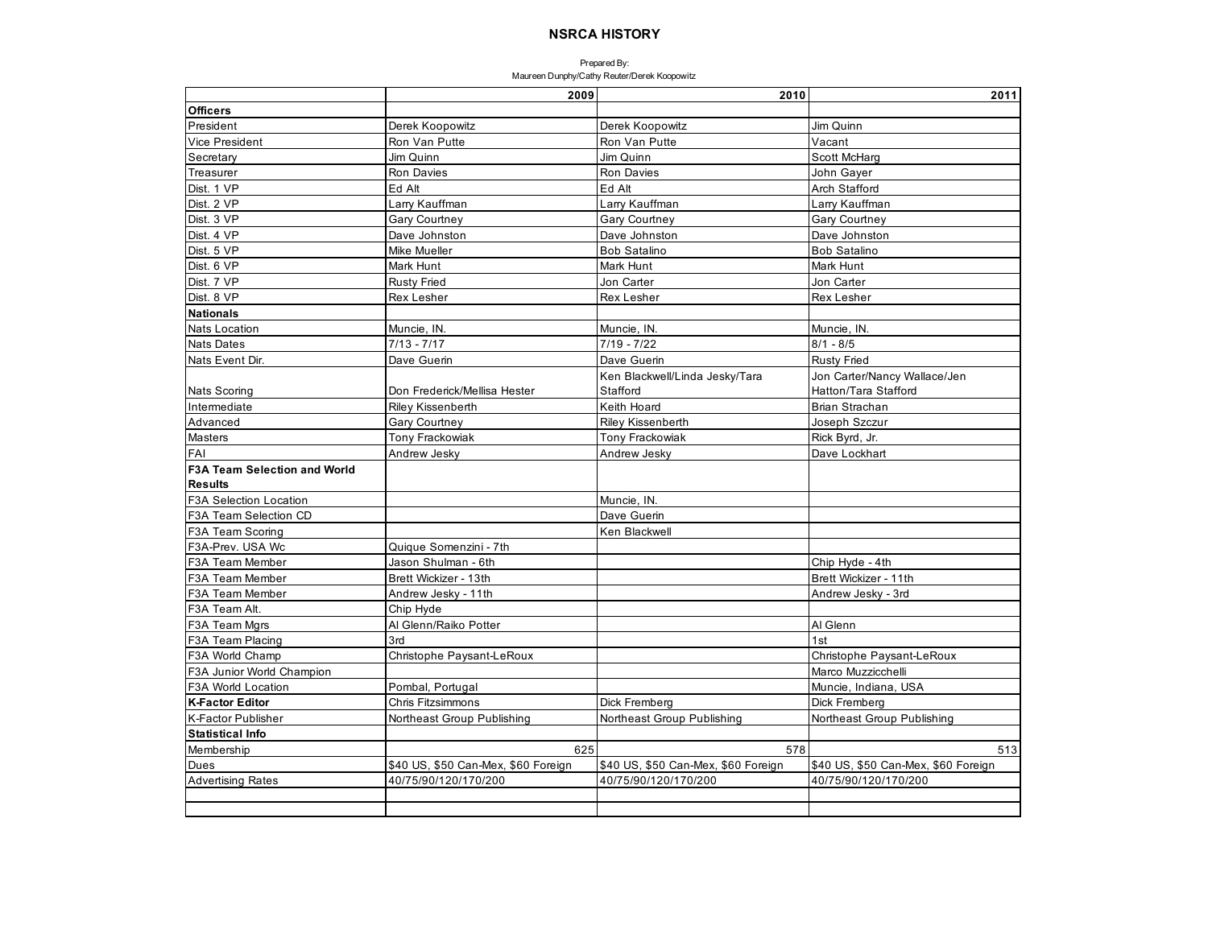# NSRCA HISTORY

Prepared By:
Maureen Dunphy/Cathy Reuter/Derek Koopowitz

| | 2009 | 2010 | 2011 |
|---|---|---|---|
| **Officers** | | | |
| President | Derek Koopowitz | Derek Koopowitz | Jim Quinn |
| Vice President | Ron Van Putte | Ron Van Putte | Vacant |
| Secretary | Jim Quinn | Jim Quinn | Scott McHarg |
| Treasurer | Ron Davies | Ron Davies | John Gayer |
| Dist. 1 VP | Ed Alt | Ed Alt | Arch Stafford |
| Dist. 2 VP | Larry Kauffman | Larry Kauffman | Larry Kauffman |
| Dist. 3 VP | Gary Courtney | Gary Courtney | Gary Courtney |
| Dist. 4 VP | Dave Johnston | Dave Johnston | Dave Johnston |
| Dist. 5 VP | Mike Mueller | Bob Satalino | Bob Satalino |
| Dist. 6 VP | Mark Hunt | Mark Hunt | Mark Hunt |
| Dist. 7 VP | Rusty Fried | Jon Carter | Jon Carter |
| Dist. 8 VP | Rex Lesher | Rex Lesher | Rex Lesher |
| **Nationals** | | | |
| Nats Location | Muncie, IN. | Muncie, IN. | Muncie, IN. |
| Nats Dates | 7/13 - 7/17 | 7/19 - 7/22 | 8/1 - 8/5 |
| Nats Event Dir. | Dave Guerin | Dave Guerin | Rusty Fried |
| Nats Scoring | Don Frederick/Mellisa Hester | Ken Blackwell/Linda Jesky/Tara Stafford | Jon Carter/Nancy Wallace/Jen Hatton/Tara Stafford |
| Intermediate | Riley Kissenberth | Keith Hoard | Brian Strachan |
| Advanced | Gary Courtney | Riley Kissenberth | Joseph Szczur |
| Masters | Tony Frackowiak | Tony Frackowiak | Rick Byrd, Jr. |
| FAI | Andrew Jesky | Andrew Jesky | Dave Lockhart |
| **F3A Team Selection and World Results** | | | |
| F3A Selection Location | | Muncie, IN. | |
| F3A Team Selection CD | | Dave Guerin | |
| F3A Team Scoring | | Ken Blackwell | |
| F3A-Prev. USA Wc | Quique Somenzini - 7th | | |
| F3A Team Member | Jason Shulman - 6th | | Chip Hyde - 4th |
| F3A Team Member | Brett Wickizer - 13th | | Brett Wickizer - 11th |
| F3A Team Member | Andrew Jesky - 11th | | Andrew Jesky - 3rd |
| F3A Team Alt. | Chip Hyde | | |
| F3A Team Mgrs | Al Glenn/Raiko Potter | | Al Glenn |
| F3A Team Placing | 3rd | | 1st |
| F3A World Champ | Christophe Paysant-LeRoux | | Christophe Paysant-LeRoux |
| F3A Junior World Champion | | | Marco Muzzicchelli |
| F3A World Location | Pombal, Portugal | | Muncie, Indiana, USA |
| **K-Factor Editor** | Chris Fitzsimmons | Dick Fremberg | Dick Fremberg |
| K-Factor Publisher | Northeast Group Publishing | Northeast Group Publishing | Northeast Group Publishing |
| **Statistical Info** | | | |
| Membership | 625 | 578 | 513 |
| Dues | $40 US, $50 Can-Mex, $60 Foreign | $40 US, $50 Can-Mex, $60 Foreign | $40 US, $50 Can-Mex, $60 Foreign |
| Advertising Rates | 40/75/90/120/170/200 | 40/75/90/120/170/200 | 40/75/90/120/170/200 |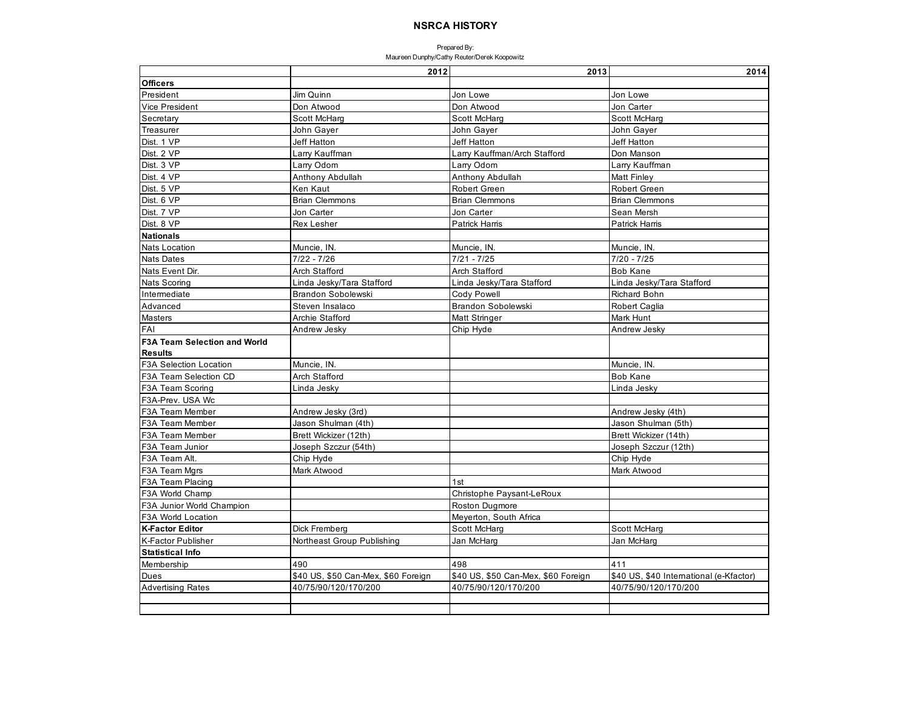# NSRCA HISTORY

Prepared By:
Maureen Dunphy/Cathy Reuter/Derek Koopowitz

| | 2012 | 2013 | 2014 |
|---|---|---|---|
| **Officers** | | | |
| President | Jim Quinn | Jon Lowe | Jon Lowe |
| Vice President | Don Atwood | Don Atwood | Jon Carter |
| Secretary | Scott McHarg | Scott McHarg | Scott McHarg |
| Treasurer | John Gayer | John Gayer | John Gayer |
| Dist. 1 VP | Jeff Hatton | Jeff Hatton | Jeff Hatton |
| Dist. 2 VP | Larry Kauffman | Larry Kauffman/Arch Stafford | Don Manson |
| Dist. 3 VP | Larry Odom | Larry Odom | Larry Kauffman |
| Dist. 4 VP | Anthony Abdullah | Anthony Abdullah | Matt Finley |
| Dist. 5 VP | Ken Kaut | Robert Green | Robert Green |
| Dist. 6 VP | Brian Clemmons | Brian Clemmons | Brian Clemmons |
| Dist. 7 VP | Jon Carter | Jon Carter | Sean Mersh |
| Dist. 8 VP | Rex Lesher | Patrick Harris | Patrick Harris |
| **Nationals** | | | |
| Nats Location | Muncie, IN. | Muncie, IN. | Muncie, IN. |
| Nats Dates | 7/22 - 7/26 | 7/21 - 7/25 | 7/20 - 7/25 |
| Nats Event Dir. | Arch Stafford | Arch Stafford | Bob Kane |
| Nats Scoring | Linda Jesky/Tara Stafford | Linda Jesky/Tara Stafford | Linda Jesky/Tara Stafford |
| Intermediate | Brandon Sobolewski | Cody Powell | Richard Bohn |
| Advanced | Steven Insalaco | Brandon Sobolewski | Robert Caglia |
| Masters | Archie Stafford | Matt Stringer | Mark Hunt |
| FAI | Andrew Jesky | Chip Hyde | Andrew Jesky |
| **F3A Team Selection and World Results** | | | |
| F3A Selection Location | Muncie, IN. | | Muncie, IN. |
| F3A Team Selection CD | Arch Stafford | | Bob Kane |
| F3A Team Scoring | Linda Jesky | | Linda Jesky |
| F3A-Prev. USA Wc | | | |
| F3A Team Member | Andrew Jesky (3rd) | | Andrew Jesky (4th) |
| F3A Team Member | Jason Shulman (4th) | | Jason Shulman (5th) |
| F3A Team Member | Brett Wickizer (12th) | | Brett Wickizer (14th) |
| F3A Team Junior | Joseph Szczur (54th) | | Joseph Szczur (12th) |
| F3A Team Alt. | Chip Hyde | | Chip Hyde |
| F3A Team Mgrs | Mark Atwood | | Mark Atwood |
| F3A Team Placing | | 1st | |
| F3A World Champ | | Christophe Paysant-LeRoux | |
| F3A Junior World Champion | | Roston Dugmore | |
| F3A World Location | | Meyerton, South Africa | |
| **K-Factor Editor** | Dick Fremberg | Scott McHarg | Scott McHarg |
| K-Factor Publisher | Northeast Group Publishing | Jan McHarg | Jan McHarg |
| **Statistical Info** | | | |
| Membership | 490 | 498 | 411 |
| Dues | $40 US, $50 Can-Mex, $60 Foreign | $40 US, $50 Can-Mex, $60 Foreign | $40 US, $40 International (e-Kfactor) |
| Advertising Rates | 40/75/90/120/170/200 | 40/75/90/120/170/200 | 40/75/90/120/170/200 |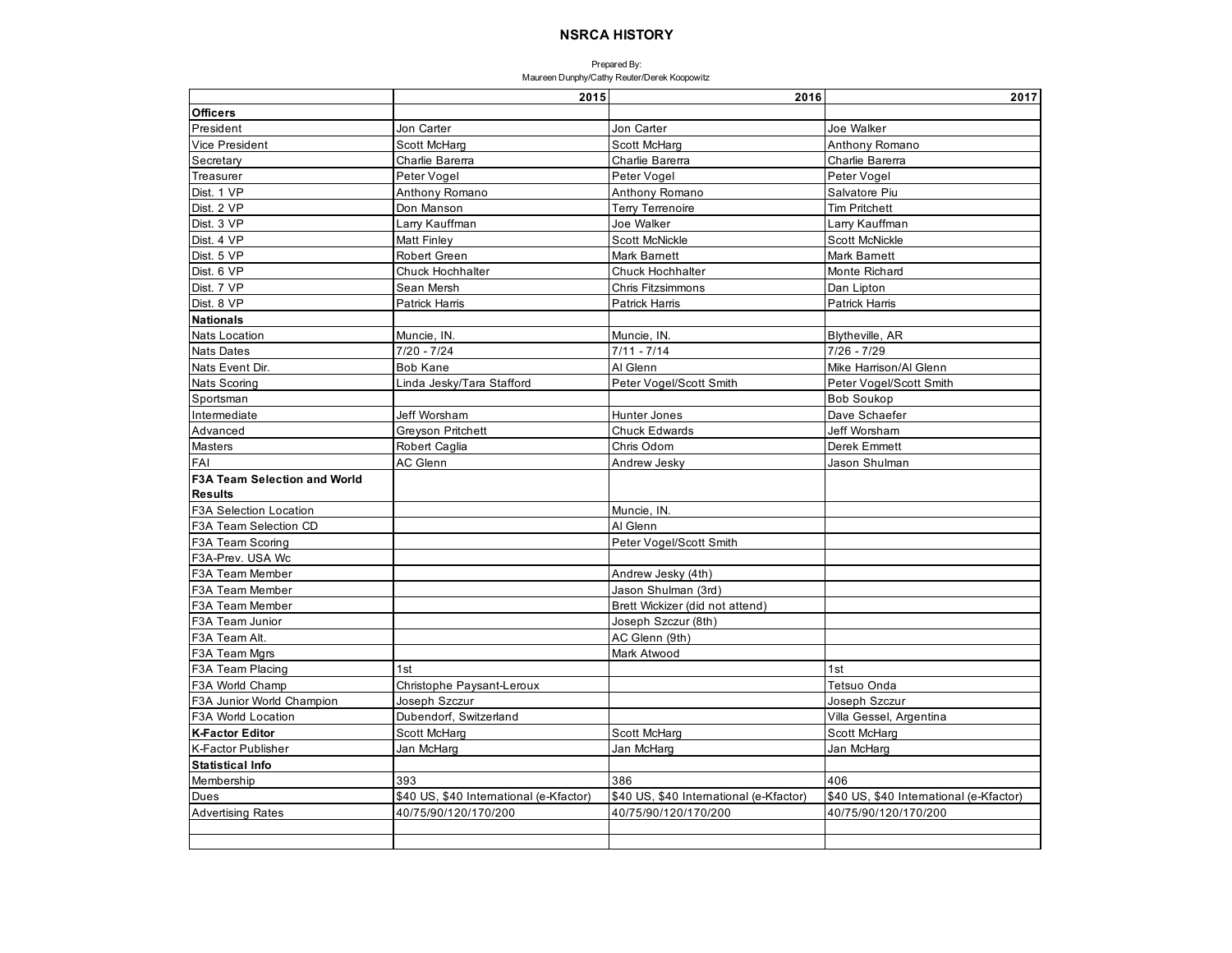# NSRCA HISTORY

Prepared By:
Maureen Dunphy/Cathy Reuter/Derek Koopowitz

| | 2015 | 2016 | 2017 |
|---|---|---|---|
| **Officers** | | | |
| President | Jon Carter | Jon Carter | Joe Walker |
| Vice President | Scott McHarg | Scott McHarg | Anthony Romano |
| Secretary | Charlie Barerra | Charlie Barerra | Charlie Barerra |
| Treasurer | Peter Vogel | Peter Vogel | Peter Vogel |
| Dist. 1 VP | Anthony Romano | Anthony Romano | Salvatore Piu |
| Dist. 2 VP | Don Manson | Terry Terrenoire | Tim Pritchett |
| Dist. 3 VP | Larry Kauffman | Joe Walker | Larry Kauffman |
| Dist. 4 VP | Matt Finley | Scott McNickle | Scott McNickle |
| Dist. 5 VP | Robert Green | Mark Barnett | Mark Barnett |
| Dist. 6 VP | Chuck Hochhalter | Chuck Hochhalter | Monte Richard |
| Dist. 7 VP | Sean Mersh | Chris Fitzsimmons | Dan Lipton |
| Dist. 8 VP | Patrick Harris | Patrick Harris | Patrick Harris |
| **Nationals** | | | |
| Nats Location | Muncie, IN. | Muncie, IN. | Blytheville, AR |
| Nats Dates | 7/20 - 7/24 | 7/11 - 7/14 | 7/26 - 7/29 |
| Nats Event Dir. | Bob Kane | Al Glenn | Mike Harrison/Al Glenn |
| Nats Scoring | Linda Jesky/Tara Stafford | Peter Vogel/Scott Smith | Peter Vogel/Scott Smith |
| Sportsman | | | Bob Soukop |
| Intermediate | Jeff Worsham | Hunter Jones | Dave Schaefer |
| Advanced | Greyson Pritchett | Chuck Edwards | Jeff Worsham |
| Masters | Robert Caglia | Chris Odom | Derek Emmett |
| FAI | AC Glenn | Andrew Jesky | Jason Shulman |
| **F3A Team Selection and World Results** | | | |
| F3A Selection Location | | Muncie, IN. | |
| F3A Team Selection CD | | Al Glenn | |
| F3A Team Scoring | | Peter Vogel/Scott Smith | |
| F3A-Prev. USA Wc | | | |
| F3A Team Member | | Andrew Jesky (4th) | |
| F3A Team Member | | Jason Shulman (3rd) | |
| F3A Team Member | | Brett Wickizer (did not attend) | |
| F3A Team Junior | | Joseph Szczur (8th) | |
| F3A Team Alt. | | AC Glenn (9th) | |
| F3A Team Mgrs | | Mark Atwood | |
| F3A Team Placing | 1st | | 1st |
| F3A World Champ | Christophe Paysant-Leroux | | Tetsuo Onda |
| F3A Junior World Champion | Joseph Szczur | | Joseph Szczur |
| F3A World Location | Dubendorf, Switzerland | | Villa Gessel, Argentina |
| **K-Factor Editor** | Scott McHarg | Scott McHarg | Scott McHarg |
| K-Factor Publisher | Jan McHarg | Jan McHarg | Jan McHarg |
| **Statistical Info** | | | |
| Membership | 393 | 386 | 406 |
| Dues | $40 US, $40 International (e-Kfactor) | $40 US, $40 International (e-Kfactor) | $40 US, $40 International (e-Kfactor) |
| Advertising Rates | 40/75/90/120/170/200 | 40/75/90/120/170/200 | 40/75/90/120/170/200 |
| | | | |
| | | | |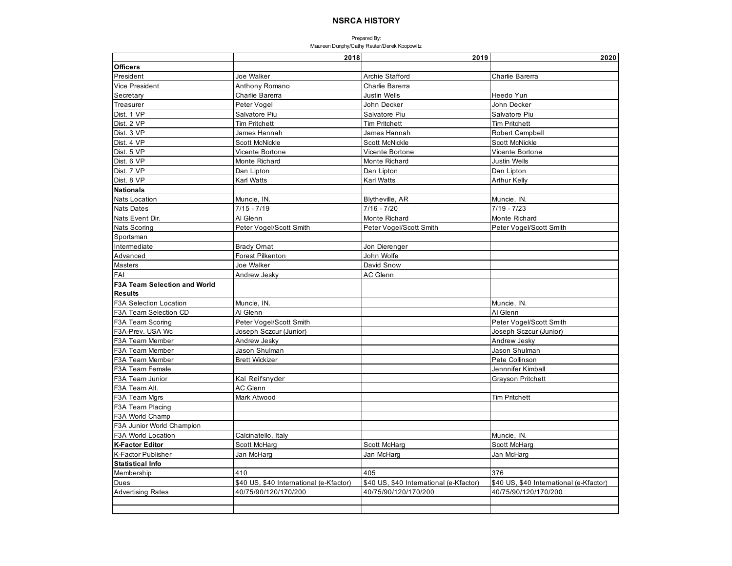# NSRCA HISTORY

Prepared By:
Maureen Dunphy/Cathy Reuter/Derek Koopowitz

| | 2018 | 2019 | 2020 |
|---|---|---|---|
| **Officers** | | | |
| President | Joe Walker | Archie Stafford | Charlie Barerra |
| Vice President | Anthony Romano | Charlie Barerra | |
| Secretary | Charlie Barerra | Justin Wells | Heedo Yun |
| Treasurer | Peter Vogel | John Decker | John Decker |
| Dist. 1 VP | Salvatore Piu | Salvatore Piu | Salvatore Piu |
| Dist. 2 VP | Tim Pritchett | Tim Pritchett | Tim Pritchett |
| Dist. 3 VP | James Hannah | James Hannah | Robert Campbell |
| Dist. 4 VP | Scott McNickle | Scott McNickle | Scott McNickle |
| Dist. 5 VP | Vicente Bortone | Vicente Bortone | Vicente Bortone |
| Dist. 6 VP | Monte Richard | Monte Richard | Justin Wells |
| Dist. 7 VP | Dan Lipton | Dan Lipton | Dan Lipton |
| Dist. 8 VP | Karl Watts | Karl Watts | Arthur Kelly |
| **Nationals** | | | |
| Nats Location | Muncie, IN. | Blytheville, AR | Muncie, IN. |
| Nats Dates | 7/15 - 7/19 | 7/16 - 7/20 | 7/19 - 7/23 |
| Nats Event Dir. | Al Glenn | Monte Richard | Monte Richard |
| Nats Scoring | Peter Vogel/Scott Smith | Peter Vogel/Scott Smith | Peter Vogel/Scott Smith |
| Sportsman | | | |
| Intermediate | Brady Ornat | Jon Dierenger | |
| Advanced | Forest Pilkenton | John Wolfe | |
| Masters | Joe Walker | David Snow | |
| FAI | Andrew Jesky | AC Glenn | |
| **F3A Team Selection and World Results** | | | |
| F3A Selection Location | Muncie, IN. | | Muncie, IN. |
| F3A Team Selection CD | Al Glenn | | Al Glenn |
| F3A Team Scoring | Peter Vogel/Scott Smith | | Peter Vogel/Scott Smith |
| F3A-Prev. USA Wc | Joseph Sczcur (Junior) | | Joseph Sczcur (Junior) |
| F3A Team Member | Andrew Jesky | | Andrew Jesky |
| F3A Team Member | Jason Shulman | | Jason Shulman |
| F3A Team Member | Brett Wickizer | | Pete Collinson |
| F3A Team Female | | | Jennnifer Kimball |
| F3A Team Junior | Kal Reifsnyder | | Grayson Pritchett |
| F3A Team Alt. | AC Glenn | | |
| F3A Team Mgrs | Mark Atwood | | Tim Pritchett |
| F3A Team Placing | | | |
| F3A World Champ | | | |
| F3A Junior World Champion | | | |
| F3A World Location | Calcinatello, Italy | | Muncie, IN. |
| **K-Factor Editor** | Scott McHarg | Scott McHarg | Scott McHarg |
| K-Factor Publisher | Jan McHarg | Jan McHarg | Jan McHarg |
| **Statistical Info** | | | |
| Membership | 410 | 405 | 376 |
| Dues | $40 US, $40 International (e-Kfactor) | $40 US, $40 International (e-Kfactor) | $40 US, $40 International (e-Kfactor) |
| Advertising Rates | 40/75/90/120/170/200 | 40/75/90/120/170/200 | 40/75/90/120/170/200 |
| | | | |
| | | | |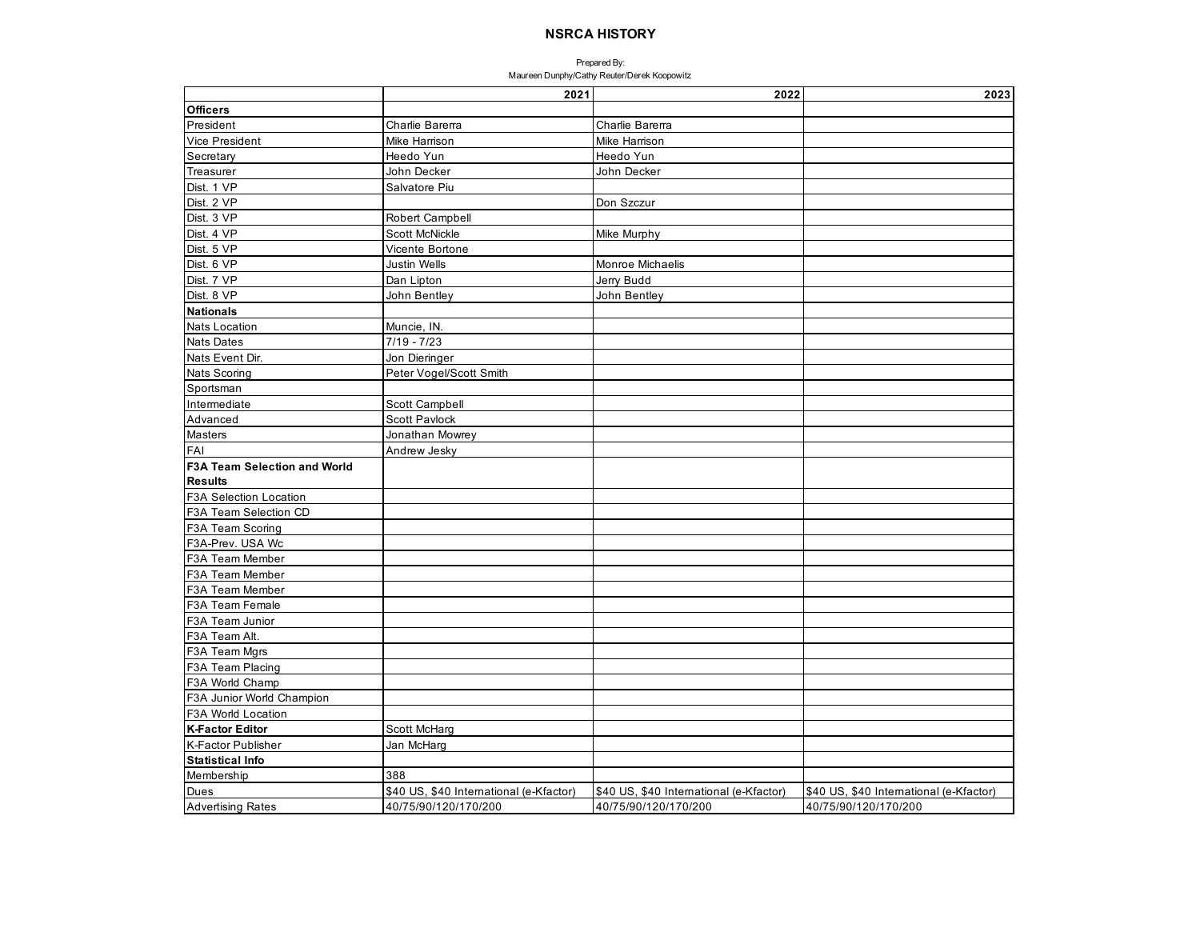# NSRCA HISTORY

Prepared By:
Maureen Dunphy/Cathy Reuter/Derek Koopowitz

| | 2021 | 2022 | 2023 |
|---|---|---|---|
| **Officers** | | | |
| President | Charlie Barerra | Charlie Barerra | |
| Vice President | Mike Harrison | Mike Harrison | |
| Secretary | Heedo Yun | Heedo Yun | |
| Treasurer | John Decker | John Decker | |
| Dist. 1 VP | Salvatore Piu | | |
| Dist. 2 VP | | Don Szczur | |
| Dist. 3 VP | Robert Campbell | | |
| Dist. 4 VP | Scott McNickle | Mike Murphy | |
| Dist. 5 VP | Vicente Bortone | | |
| Dist. 6 VP | Justin Wells | Monroe Michaelis | |
| Dist. 7 VP | Dan Lipton | Jerry Budd | |
| Dist. 8 VP | John Bentley | John Bentley | |
| **Nationals** | | | |
| Nats Location | Muncie, IN. | | |
| Nats Dates | 7/19 - 7/23 | | |
| Nats Event Dir. | Jon Dieringer | | |
| Nats Scoring | Peter Vogel/Scott Smith | | |
| Sportsman | | | |
| Intermediate | Scott Campbell | | |
| Advanced | Scott Pavlock | | |
| Masters | Jonathan Mowrey | | |
| FAI | Andrew Jesky | | |
| **F3A Team Selection and World Results** | | | |
| F3A Selection Location | | | |
| F3A Team Selection CD | | | |
| F3A Team Scoring | | | |
| F3A-Prev. USA Wc | | | |
| F3A Team Member | | | |
| F3A Team Member | | | |
| F3A Team Member | | | |
| F3A Team Female | | | |
| F3A Team Junior | | | |
| F3A Team Alt. | | | |
| F3A Team Mgrs | | | |
| F3A Team Placing | | | |
| F3A World Champ | | | |
| F3A Junior World Champion | | | |
| F3A World Location | | | |
| **K-Factor Editor** | Scott McHarg | | |
| K-Factor Publisher | Jan McHarg | | |
| **Statistical Info** | | | |
| Membership | 388 | | |
| Dues | $40 US, $40 International (e-Kfactor) | $40 US, $40 International (e-Kfactor) | $40 US, $40 International (e-Kfactor) |
| Advertising Rates | 40/75/90/120/170/200 | 40/75/90/120/170/200 | 40/75/90/120/170/200 |